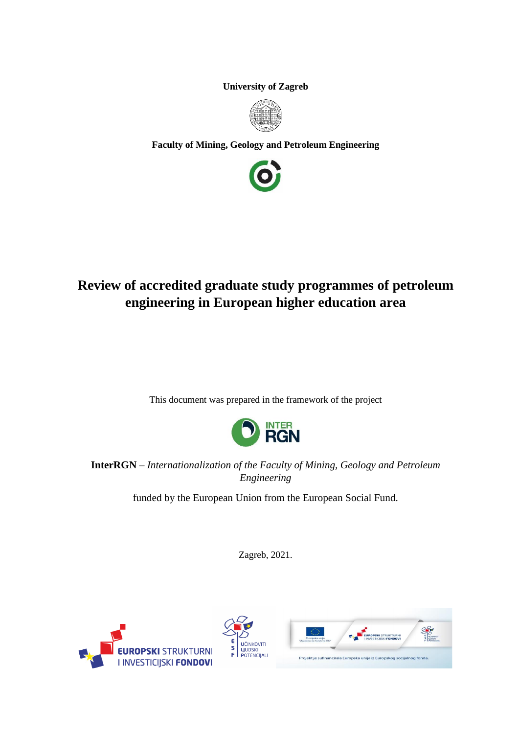**University of Zagreb**

**Faculty of Mining, Geology and Petroleum Engineering**

# Review of accredited graduate study programmes of petroleum engineering in European higher education area

This document was prepared in the framework of the project

**InterRGN** – *Internationalization of the Faculty of Mining, Geology and Petroleum Engineering*

funded by the European Union from the European Social Fund.

Zagreb, 2021.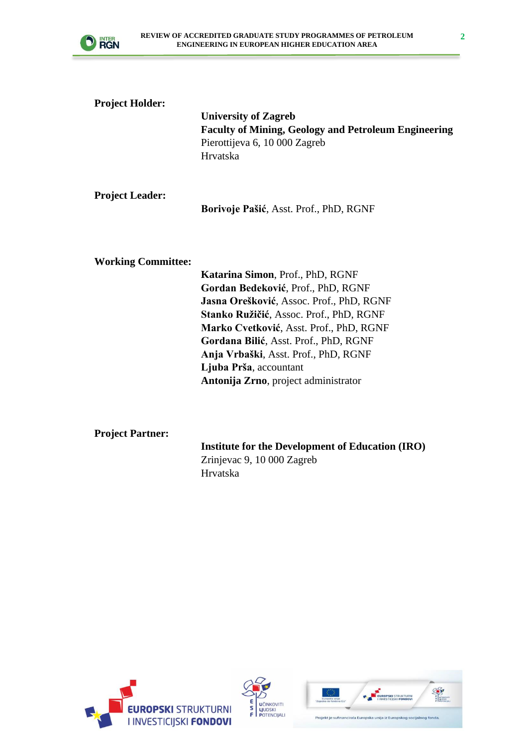**Project Holder:**

**University of Zagreb**
**Faculty of Mining, Geology and Petroleum Engineering**
Pierottijeva 6, 10 000 Zagreb
Hrvatska

**Project Leader:**

**Borivoje Pašić**, Asst. Prof., PhD, RGNF

**Working Committee:**

**Katarina Simon**, Prof., PhD, RGNF
**Gordan Bedeković**, Prof., PhD, RGNF
**Jasna Orešković**, Assoc. Prof., PhD, RGNF
**Stanko Ružičić**, Assoc. Prof., PhD, RGNF
**Marko Cvetković**, Asst. Prof., PhD, RGNF
**Gordana Bilić**, Asst. Prof., PhD, RGNF
**Anja Vrbaški**, Asst. Prof., PhD, RGNF
**Ljuba Prša**, accountant
**Antonija Zrno**, project administrator

**Project Partner:**

**Institute for the Development of Education (IRO)**
Zrinjevac 9, 10 000 Zagreb
Hrvatska

EUROPSKI STRUKTURNI I INVESTICIJSKI FONDOVI

ESF UČINKOVITI LJUDSKI POTENCIJALI

Projekt je sufinancirala Europska unija iz Europskog socijalnog fonda.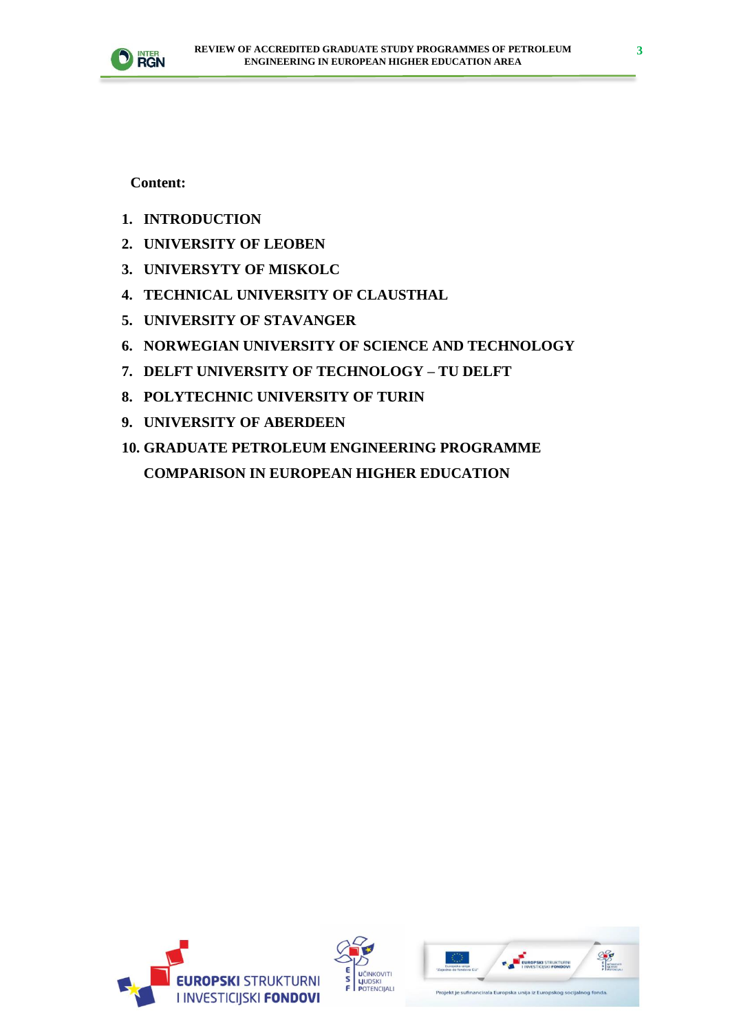**Content:**

1. **INTRODUCTION**
2. **UNIVERSITY OF LEOBEN**
3. **UNIVERSYTY OF MISKOLC**
4. **TECHNICAL UNIVERSITY OF CLAUSTHAL**
5. **UNIVERSITY OF STAVANGER**
6. **NORWEGIAN UNIVERSITY OF SCIENCE AND TECHNOLOGY**
7. **DELFT UNIVERSITY OF TECHNOLOGY – TU DELFT**
8. **POLYTECHNIC UNIVERSITY OF TURIN**
9. **UNIVERSITY OF ABERDEEN**
10. **GRADUATE PETROLEUM ENGINEERING PROGRAMME COMPARISON IN EUROPEAN HIGHER EDUCATION**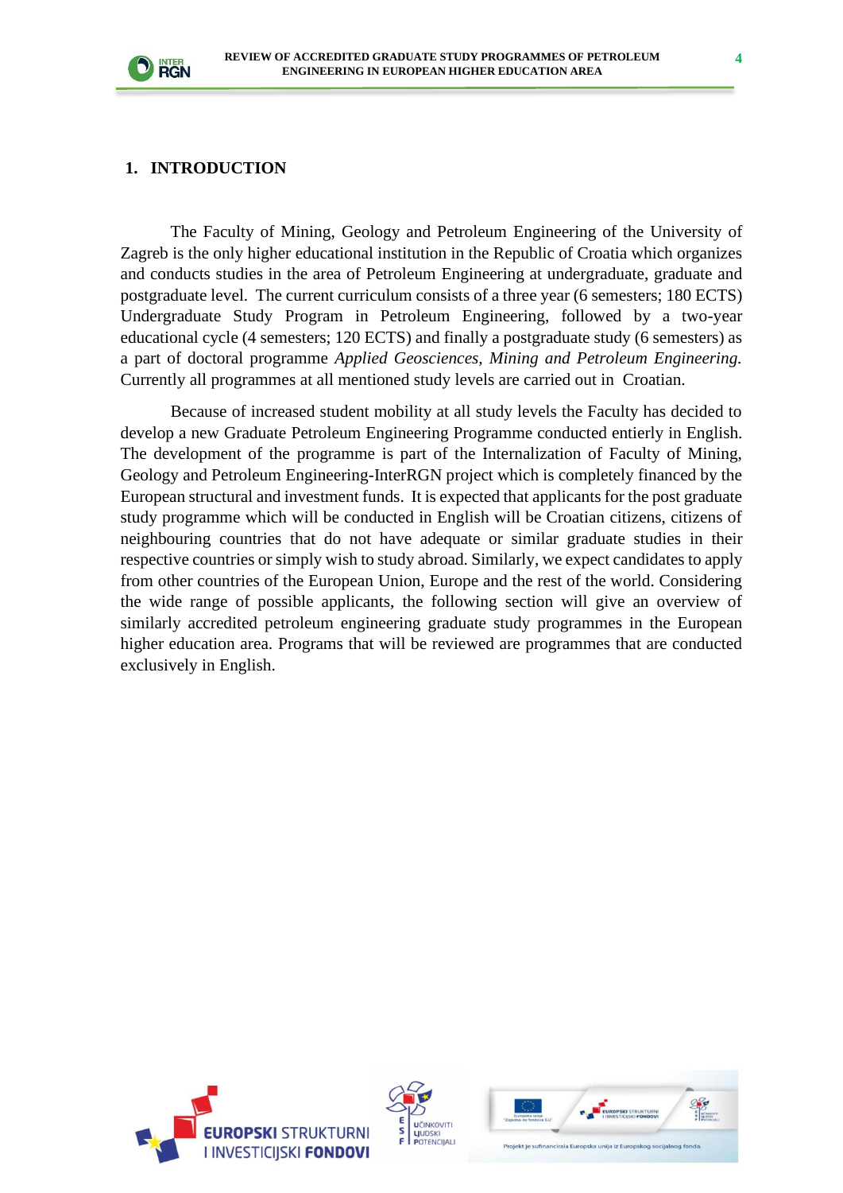# 1. INTRODUCTION

The Faculty of Mining, Geology and Petroleum Engineering of the University of Zagreb is the only higher educational institution in the Republic of Croatia which organizes and conducts studies in the area of Petroleum Engineering at undergraduate, graduate and postgraduate level. The current curriculum consists of a three year (6 semesters; 180 ECTS) Undergraduate Study Program in Petroleum Engineering, followed by a two-year educational cycle (4 semesters; 120 ECTS) and finally a postgraduate study (6 semesters) as a part of doctoral programme *Applied Geosciences, Mining and Petroleum Engineering.* Currently all programmes at all mentioned study levels are carried out in Croatian.

Because of increased student mobility at all study levels the Faculty has decided to develop a new Graduate Petroleum Engineering Programme conducted entierly in English. The development of the programme is part of the Internalization of Faculty of Mining, Geology and Petroleum Engineering-InterRGN project which is completely financed by the European structural and investment funds. It is expected that applicants for the post graduate study programme which will be conducted in English will be Croatian citizens, citizens of neighbouring countries that do not have adequate or similar graduate studies in their respective countries or simply wish to study abroad. Similarly, we expect candidates to apply from other countries of the European Union, Europe and the rest of the world. Considering the wide range of possible applicants, the following section will give an overview of similarly accredited petroleum engineering graduate study programmes in the European higher education area. Programs that will be reviewed are programmes that are conducted exclusively in English.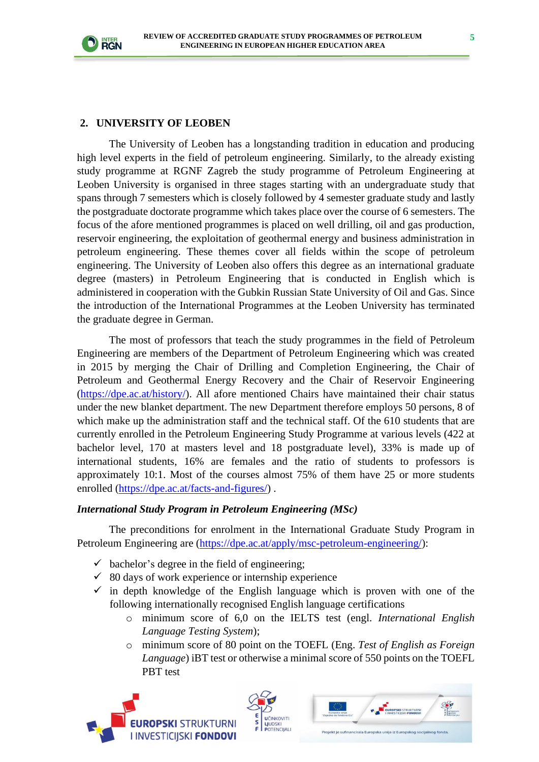## 2. UNIVERSITY OF LEOBEN

The University of Leoben has a longstanding tradition in education and producing high level experts in the field of petroleum engineering. Similarly, to the already existing study programme at RGNF Zagreb the study programme of Petroleum Engineering at Leoben University is organised in three stages starting with an undergraduate study that spans through 7 semesters which is closely followed by 4 semester graduate study and lastly the postgraduate doctorate programme which takes place over the course of 6 semesters. The focus of the afore mentioned programmes is placed on well drilling, oil and gas production, reservoir engineering, the exploitation of geothermal energy and business administration in petroleum engineering. These themes cover all fields within the scope of petroleum engineering. The University of Leoben also offers this degree as an international graduate degree (masters) in Petroleum Engineering that is conducted in English which is administered in cooperation with the Gubkin Russian State University of Oil and Gas. Since the introduction of the International Programmes at the Leoben University has terminated the graduate degree in German.

The most of professors that teach the study programmes in the field of Petroleum Engineering are members of the Department of Petroleum Engineering which was created in 2015 by merging the Chair of Drilling and Completion Engineering, the Chair of Petroleum and Geothermal Energy Recovery and the Chair of Reservoir Engineering (https://dpe.ac.at/history/). All afore mentioned Chairs have maintained their chair status under the new blanket department. The new Department therefore employs 50 persons, 8 of which make up the administration staff and the technical staff. Of the 610 students that are currently enrolled in the Petroleum Engineering Study Programme at various levels (422 at bachelor level, 170 at masters level and 18 postgraduate level), 33% is made up of international students, 16% are females and the ratio of students to professors is approximately 10:1. Most of the courses almost 75% of them have 25 or more students enrolled (https://dpe.ac.at/facts-and-figures/) .

***International Study Program in Petroleum Engineering (MSc)***

The preconditions for enrolment in the International Graduate Study Program in Petroleum Engineering are (https://dpe.ac.at/apply/msc-petroleum-engineering/):

- ✓ bachelor's degree in the field of engineering;
- ✓ 80 days of work experience or internship experience
- ✓ in depth knowledge of the English language which is proven with one of the following internationally recognised English language certifications
  - minimum score of 6,0 on the IELTS test (engl. *International English Language Testing System*);
  - minimum score of 80 point on the TOEFL (Eng. *Test of English as Foreign Language*) iBT test or otherwise a minimal score of 550 points on the TOEFL PBT test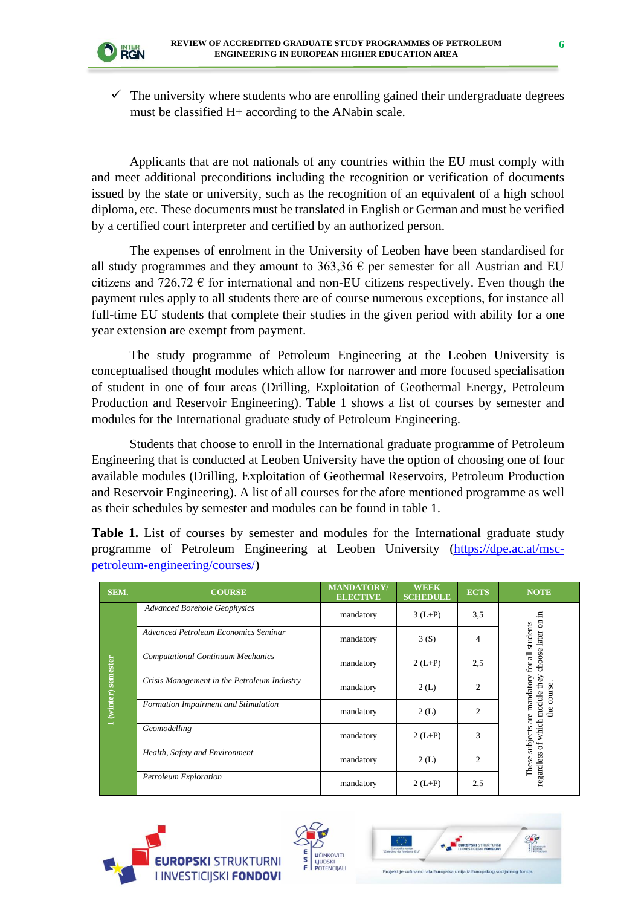- ✓ The university where students who are enrolling gained their undergraduate degrees must be classified H+ according to the ANabin scale.

Applicants that are not nationals of any countries within the EU must comply with and meet additional preconditions including the recognition or verification of documents issued by the state or university, such as the recognition of an equivalent of a high school diploma, etc. These documents must be translated in English or German and must be verified by a certified court interpreter and certified by an authorized person.

The expenses of enrolment in the University of Leoben have been standardised for all study programmes and they amount to 363,36 € per semester for all Austrian and EU citizens and 726,72 € for international and non-EU citizens respectively. Even though the payment rules apply to all students there are of course numerous exceptions, for instance all full-time EU students that complete their studies in the given period with ability for a one year extension are exempt from payment.

The study programme of Petroleum Engineering at the Leoben University is conceptualised thought modules which allow for narrower and more focused specialisation of student in one of four areas (Drilling, Exploitation of Geothermal Energy, Petroleum Production and Reservoir Engineering). Table 1 shows a list of courses by semester and modules for the International graduate study of Petroleum Engineering.

Students that choose to enroll in the International graduate programme of Petroleum Engineering that is conducted at Leoben University have the option of choosing one of four available modules (Drilling, Exploitation of Geothermal Reservoirs, Petroleum Production and Reservoir Engineering). A list of all courses for the afore mentioned programme as well as their schedules by semester and modules can be found in table 1.

**Table 1.** List of courses by semester and modules for the International graduate study programme of Petroleum Engineering at Leoben University (https://dpe.ac.at/msc-petroleum-engineering/courses/)

| SEM. | COURSE | MANDATORY/ ELECTIVE | WEEK SCHEDULE | ECTS | NOTE |
|---|---|---|---|---|---|
| I (winter) semester | *Advanced Borehole Geophysics* | mandatory | 3 (L+P) | 3,5 | These subjects are mandatory for all students regardless of which module they choose later on in the course. |
| | *Advanced Petroleum Economics Seminar* | mandatory | 3 (S) | 4 | |
| | *Computational Continuum Mechanics* | mandatory | 2 (L+P) | 2,5 | |
| | *Crisis Management in the Petroleum Industry* | mandatory | 2 (L) | 2 | |
| | *Formation Impairment and Stimulation* | mandatory | 2 (L) | 2 | |
| | *Geomodelling* | mandatory | 2 (L+P) | 3 | |
| | *Health, Safety and Environment* | mandatory | 2 (L) | 2 | |
| | *Petroleum Exploration* | mandatory | 2 (L+P) | 2,5 | |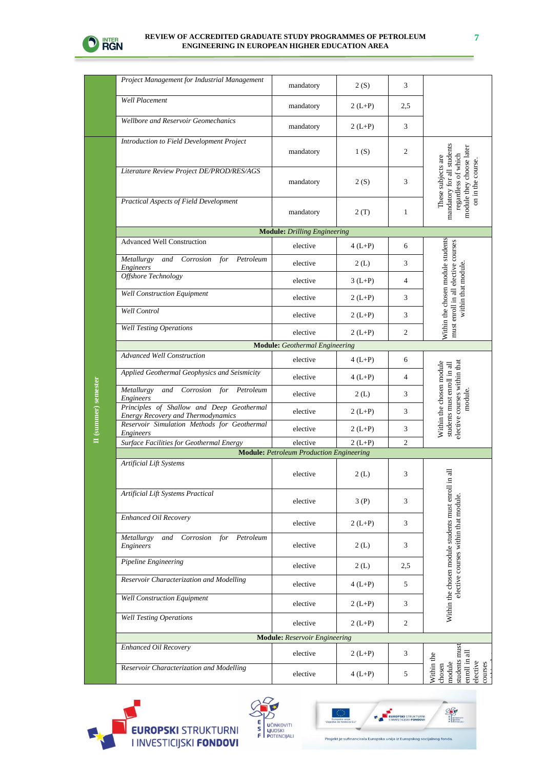| | | | | | |
|---|---|---|---|---|---|
| | *Project Management for Industrial Management* | mandatory | 2 (S) | 3 | |
| | *Well Placement* | mandatory | 2 (L+P) | 2,5 | |
| | *Wellbore and Reservoir Geomechanics* | mandatory | 2 (L+P) | 3 | |
| II (summer) semester | *Introduction to Field Development Project* | mandatory | 1 (S) | 2 | These subjects are mandatory for all students regardless of which module they choose later on in the course. |
| | *Literature Review Project DE/PROD/RES/AGS* | mandatory | 2 (S) | 3 | |
| | *Practical Aspects of Field Development* | mandatory | 2 (T) | 1 | |
| | **Module:** *Drilling Engineering* | | | | |
| | Advanced Well Construction | elective | 4 (L+P) | 6 | Within the chosen module students must enroll in all elective courses within that module. |
| | *Metallurgy and Corrosion for Petroleum Engineers* | elective | 2 (L) | 3 | |
| | *Offshore Technology* | elective | 3 (L+P) | 4 | |
| | *Well Construction Equipment* | elective | 2 (L+P) | 3 | |
| | *Well Control* | elective | 2 (L+P) | 3 | |
| | *Well Testing Operations* | elective | 2 (L+P) | 2 | |
| | **Module:** *Geothermal Engineering* | | | | |
| | *Advanced Well Construction* | elective | 4 (L+P) | 6 | Within the chosen module students must enroll in all elective courses within that module. |
| | *Applied Geothermal Geophysics and Seismicity* | elective | 4 (L+P) | 4 | |
| | *Metallurgy and Corrosion for Petroleum Engineers* | elective | 2 (L) | 3 | |
| | *Principles of Shallow and Deep Geothermal Energy Recovery and Thermodynamics* | elective | 2 (L+P) | 3 | |
| | *Reservoir Simulation Methods for Geothermal Engineers* | elective | 2 (L+P) | 3 | |
| | *Surface Facilities for Geothermal Energy* | elective | 2 (L+P) | 2 | |
| | **Module:** *Petroleum Production Engineering* | | | | |
| | *Artificial Lift Systems* | elective | 2 (L) | 3 | Within the chosen module students must enroll in all elective courses within that module. |
| | *Artificial Lift Systems Practical* | elective | 3 (P) | 3 | |
| | *Enhanced Oil Recovery* | elective | 2 (L+P) | 3 | |
| | *Metallurgy and Corrosion for Petroleum Engineers* | elective | 2 (L) | 3 | |
| | *Pipeline Engineering* | elective | 2 (L) | 2,5 | |
| | *Reservoir Characterization and Modelling* | elective | 4 (L+P) | 5 | |
| | *Well Construction Equipment* | elective | 2 (L+P) | 3 | |
| | *Well Testing Operations* | elective | 2 (L+P) | 2 | |
| | **Module:** *Reservoir Engineering* | | | | |
| | *Enhanced Oil Recovery* | elective | 2 (L+P) | 3 | Within the chosen module students must enroll in all elective courses ... |
| | *Reservoir Characterization and Modelling* | elective | 4 (L+P) | 5 | |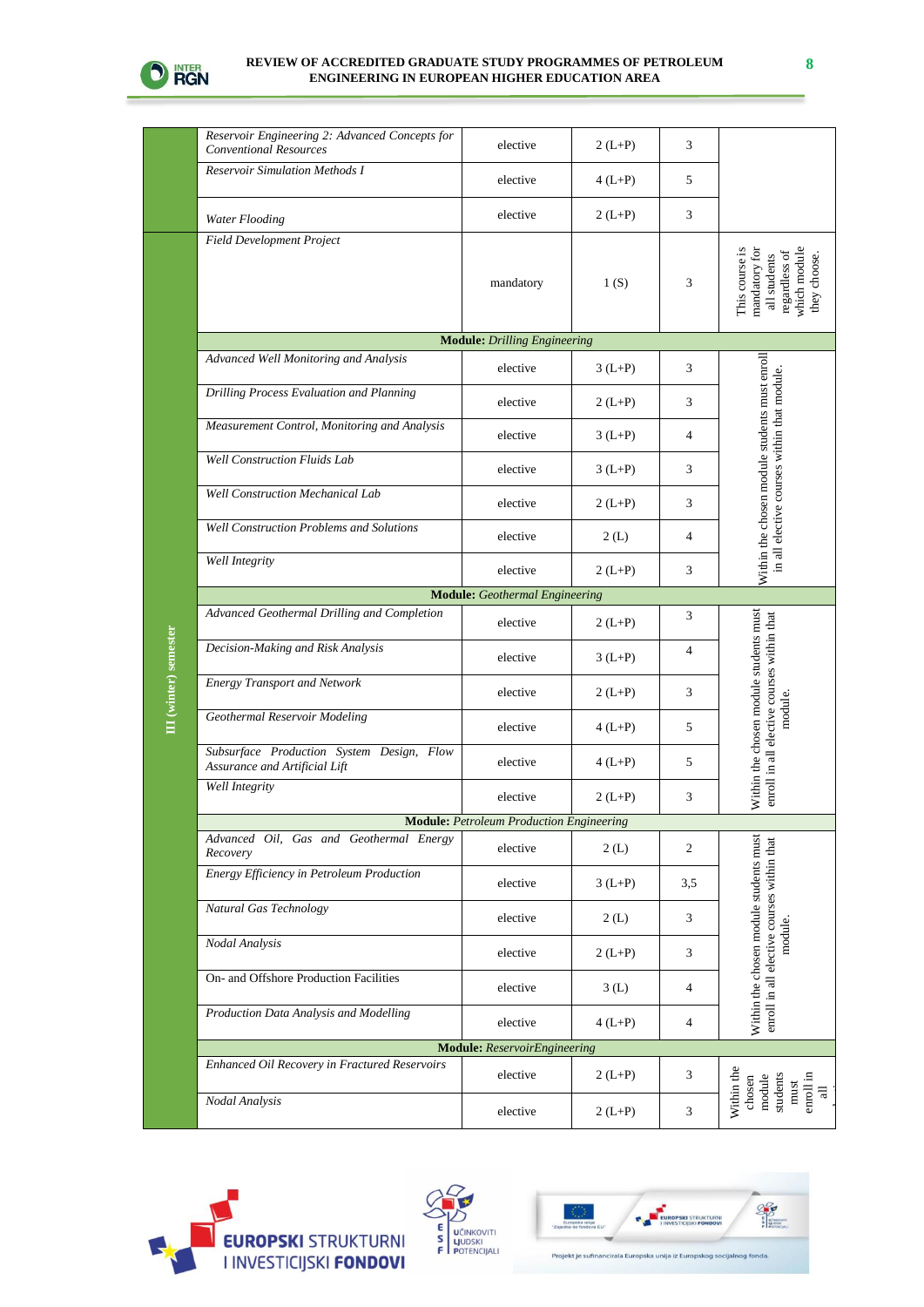| | Course | Type | Hours | ECTS | Note |
|---|---|---|---|---|---|
| | *Reservoir Engineering 2: Advanced Concepts for Conventional Resources* | elective | 2 (L+P) | 3 | |
| | *Reservoir Simulation Methods I* | elective | 4 (L+P) | 5 | |
| | *Water Flooding* | elective | 2 (L+P) | 3 | |
| III (winter) semester | *Field Development Project* | mandatory | 1 (S) | 3 | This course is mandatory for all students regardless of which module they choose. |
| | **Module:** *Drilling Engineering* | | | | |
| | *Advanced Well Monitoring and Analysis* | elective | 3 (L+P) | 3 | Within the chosen module students must enroll in all elective courses within that module. |
| | *Drilling Process Evaluation and Planning* | elective | 2 (L+P) | 3 | |
| | *Measurement Control, Monitoring and Analysis* | elective | 3 (L+P) | 4 | |
| | *Well Construction Fluids Lab* | elective | 3 (L+P) | 3 | |
| | *Well Construction Mechanical Lab* | elective | 2 (L+P) | 3 | |
| | *Well Construction Problems and Solutions* | elective | 2 (L) | 4 | |
| | *Well Integrity* | elective | 2 (L+P) | 3 | |
| | **Module:** *Geothermal Engineering* | | | | |
| | *Advanced Geothermal Drilling and Completion* | elective | 2 (L+P) | 3 | Within the chosen module students must enroll in all elective courses within that module. |
| | *Decision-Making and Risk Analysis* | elective | 3 (L+P) | 4 | |
| | *Energy Transport and Network* | elective | 2 (L+P) | 3 | |
| | *Geothermal Reservoir Modeling* | elective | 4 (L+P) | 5 | |
| | *Subsurface Production System Design, Flow Assurance and Artificial Lift* | elective | 4 (L+P) | 5 | |
| | *Well Integrity* | elective | 2 (L+P) | 3 | |
| | **Module:** *Petroleum Production Engineering* | | | | |
| | *Advanced Oil, Gas and Geothermal Energy Recovery* | elective | 2 (L) | 2 | Within the chosen module students must enroll in all elective courses within that module. |
| | *Energy Efficiency in Petroleum Production* | elective | 3 (L+P) | 3,5 | |
| | *Natural Gas Technology* | elective | 2 (L) | 3 | |
| | *Nodal Analysis* | elective | 2 (L+P) | 3 | |
| | On- and Offshore Production Facilities | elective | 3 (L) | 4 | |
| | *Production Data Analysis and Modelling* | elective | 4 (L+P) | 4 | |
| | **Module:** *ReservoirEngineering* | | | | |
| | *Enhanced Oil Recovery in Fractured Reservoirs* | elective | 2 (L+P) | 3 | Within the chosen module students must enroll in all ... |
| | *Nodal Analysis* | elective | 2 (L+P) | 3 | |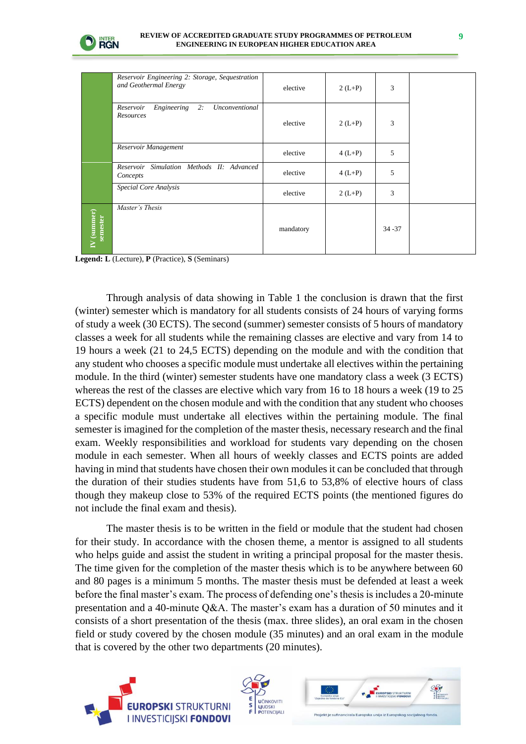| | | | | | |
|---|---|---|---|---|---|
| | *Reservoir Engineering 2: Storage, Sequestration and Geothermal Energy* | elective | 2 (L+P) | 3 | |
| | *Reservoir Engineering 2: Unconventional Resources* | elective | 2 (L+P) | 3 | |
| | *Reservoir Management* | elective | 4 (L+P) | 5 | |
| | *Reservoir Simulation Methods II: Advanced Concepts* | elective | 4 (L+P) | 5 | |
| | *Special Core Analysis* | elective | 2 (L+P) | 3 | |
| **IV (summer) semester** | *Master's Thesis* | mandatory | | 34 -37 | |

**Legend: L** (Lecture), **P** (Practice), **S** (Seminars)

Through analysis of data showing in Table 1 the conclusion is drawn that the first (winter) semester which is mandatory for all students consists of 24 hours of varying forms of study a week (30 ECTS). The second (summer) semester consists of 5 hours of mandatory classes a week for all students while the remaining classes are elective and vary from 14 to 19 hours a week (21 to 24,5 ECTS) depending on the module and with the condition that any student who chooses a specific module must undertake all electives within the pertaining module. In the third (winter) semester students have one mandatory class a week (3 ECTS) whereas the rest of the classes are elective which vary from 16 to 18 hours a week (19 to 25 ECTS) dependent on the chosen module and with the condition that any student who chooses a specific module must undertake all electives within the pertaining module. The final semester is imagined for the completion of the master thesis, necessary research and the final exam. Weekly responsibilities and workload for students vary depending on the chosen module in each semester. When all hours of weekly classes and ECTS points are added having in mind that students have chosen their own modules it can be concluded that through the duration of their studies students have from 51,6 to 53,8% of elective hours of class though they makeup close to 53% of the required ECTS points (the mentioned figures do not include the final exam and thesis).

The master thesis is to be written in the field or module that the student had chosen for their study. In accordance with the chosen theme, a mentor is assigned to all students who helps guide and assist the student in writing a principal proposal for the master thesis. The time given for the completion of the master thesis which is to be anywhere between 60 and 80 pages is a minimum 5 months. The master thesis must be defended at least a week before the final master's exam. The process of defending one's thesis is includes a 20-minute presentation and a 40-minute Q&A. The master's exam has a duration of 50 minutes and it consists of a short presentation of the thesis (max. three slides), an oral exam in the chosen field or study covered by the chosen module (35 minutes) and an oral exam in the module that is covered by the other two departments (20 minutes).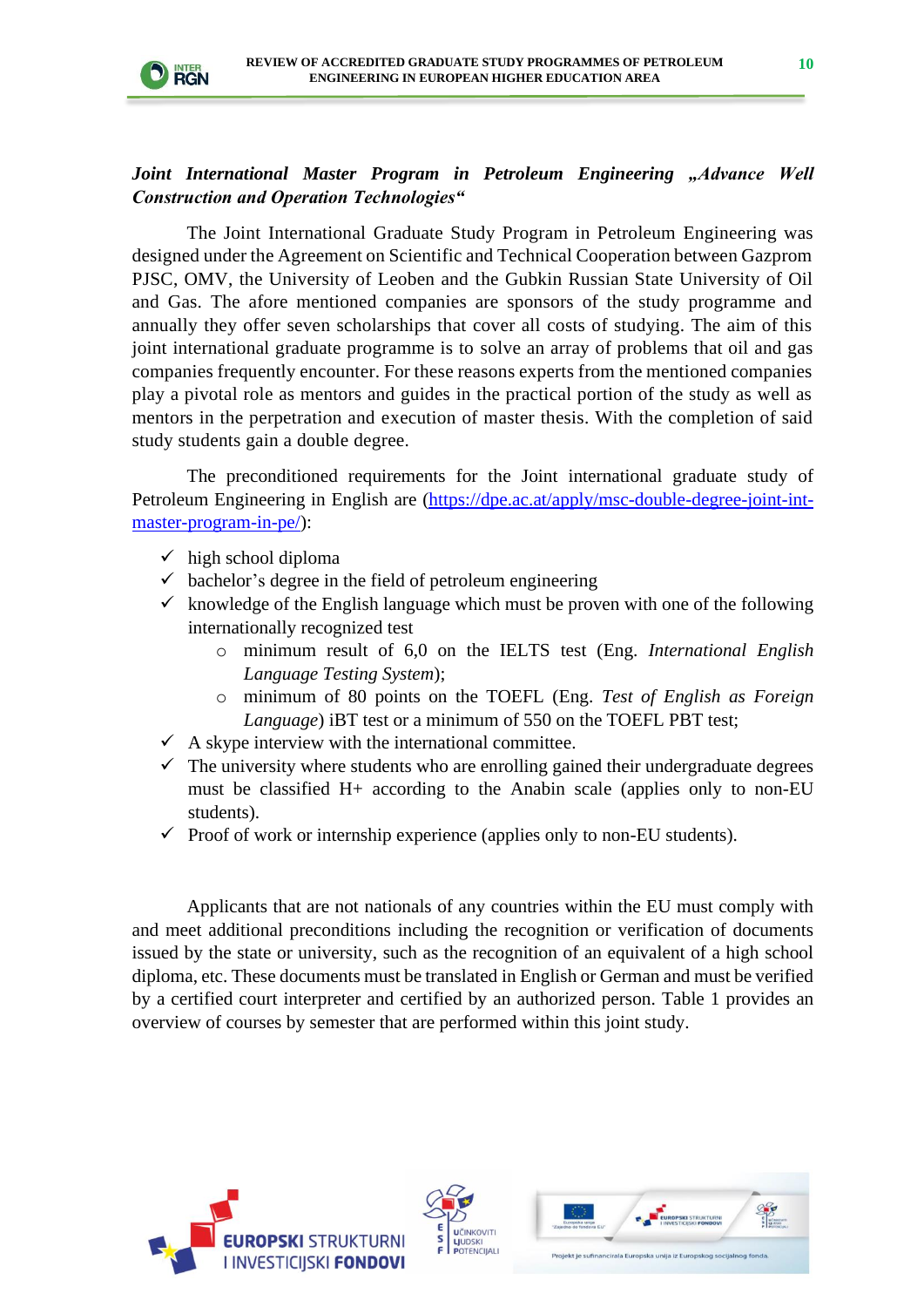***Joint International Master Program in Petroleum Engineering „Advance Well Construction and Operation Technologies"***

The Joint International Graduate Study Program in Petroleum Engineering was designed under the Agreement on Scientific and Technical Cooperation between Gazprom PJSC, OMV, the University of Leoben and the Gubkin Russian State University of Oil and Gas. The afore mentioned companies are sponsors of the study programme and annually they offer seven scholarships that cover all costs of studying. The aim of this joint international graduate programme is to solve an array of problems that oil and gas companies frequently encounter. For these reasons experts from the mentioned companies play a pivotal role as mentors and guides in the practical portion of the study as well as mentors in the perpetration and execution of master thesis. With the completion of said study students gain a double degree.

The preconditioned requirements for the Joint international graduate study of Petroleum Engineering in English are ([https://dpe.ac.at/apply/msc-double-degree-joint-int-master-program-in-pe/](https://dpe.ac.at/apply/msc-double-degree-joint-int-master-program-in-pe/)):

- ✓ high school diploma
- ✓ bachelor's degree in the field of petroleum engineering
- ✓ knowledge of the English language which must be proven with one of the following internationally recognized test
    - minimum result of 6,0 on the IELTS test (Eng. *International English Language Testing System*);
    - minimum of 80 points on the TOEFL (Eng. *Test of English as Foreign Language*) iBT test or a minimum of 550 on the TOEFL PBT test;
- ✓ A skype interview with the international committee.
- ✓ The university where students who are enrolling gained their undergraduate degrees must be classified H+ according to the Anabin scale (applies only to non-EU students).
- ✓ Proof of work or internship experience (applies only to non-EU students).

Applicants that are not nationals of any countries within the EU must comply with and meet additional preconditions including the recognition or verification of documents issued by the state or university, such as the recognition of an equivalent of a high school diploma, etc. These documents must be translated in English or German and must be verified by a certified court interpreter and certified by an authorized person. Table 1 provides an overview of courses by semester that are performed within this joint study.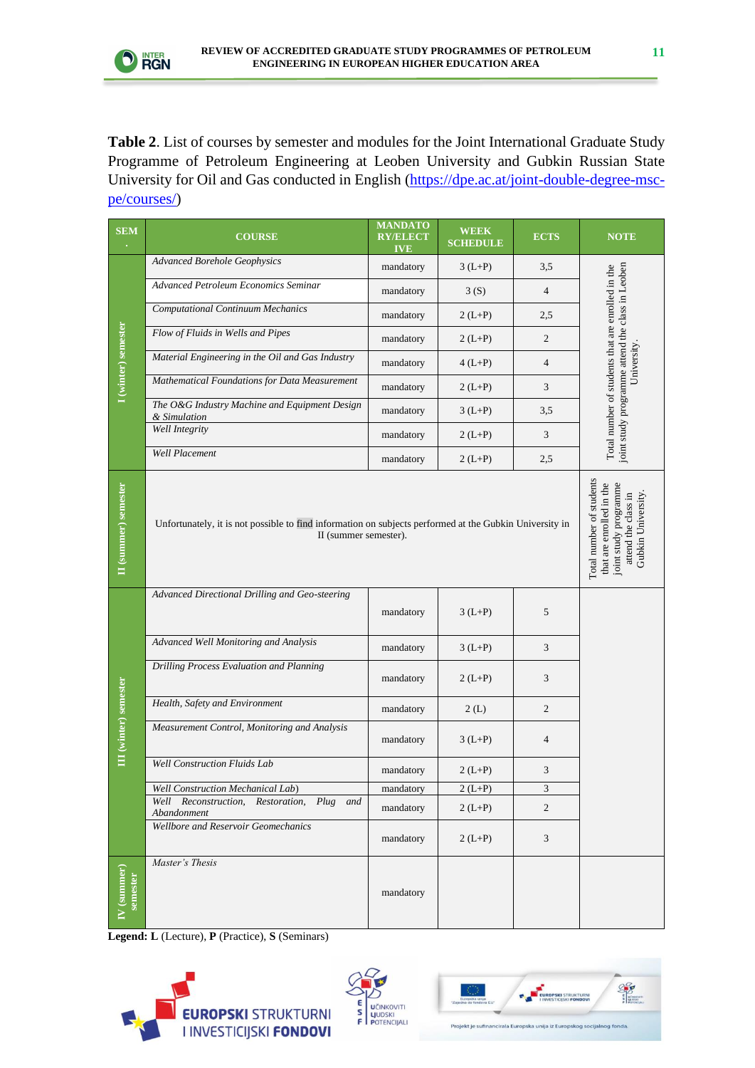**Table 2**. List of courses by semester and modules for the Joint International Graduate Study Programme of Petroleum Engineering at Leoben University and Gubkin Russian State University for Oil and Gas conducted in English (https://dpe.ac.at/joint-double-degree-msc-pe/courses/)

| SEM. | COURSE | MANDATORY/ELECTIVE | WEEK SCHEDULE | ECTS | NOTE |
|---|---|---|---|---|---|
| I (winter) semester | *Advanced Borehole Geophysics* | mandatory | 3 (L+P) | 3,5 | Total number of students that are enrolled in the joint study programme attend the class in Leoben University. |
| | *Advanced Petroleum Economics Seminar* | mandatory | 3 (S) | 4 | |
| | *Computational Continuum Mechanics* | mandatory | 2 (L+P) | 2,5 | |
| | *Flow of Fluids in Wells and Pipes* | mandatory | 2 (L+P) | 2 | |
| | *Material Engineering in the Oil and Gas Industry* | mandatory | 4 (L+P) | 4 | |
| | *Mathematical Foundations for Data Measurement* | mandatory | 2 (L+P) | 3 | |
| | *The O&G Industry Machine and Equipment Design & Simulation* | mandatory | 3 (L+P) | 3,5 | |
| | *Well Integrity* | mandatory | 2 (L+P) | 3 | |
| | *Well Placement* | mandatory | 2 (L+P) | 2,5 | |
| II (summer) semester | Unfortunately, it is not possible to find information on subjects performed at the Gubkin University in II (summer semester). | | | | Total number of students that are enrolled in the joint study programme attend the class in Gubkin University. |
| III (winter) semester | *Advanced Directional Drilling and Geo-steering* | mandatory | 3 (L+P) | 5 | |
| | *Advanced Well Monitoring and Analysis* | mandatory | 3 (L+P) | 3 | |
| | *Drilling Process Evaluation and Planning* | mandatory | 2 (L+P) | 3 | |
| | *Health, Safety and Environment* | mandatory | 2 (L) | 2 | |
| | *Measurement Control, Monitoring and Analysis* | mandatory | 3 (L+P) | 4 | |
| | *Well Construction Fluids Lab* | mandatory | 2 (L+P) | 3 | |
| | *Well Construction Mechanical Lab)* | mandatory | 2 (L+P) | 3 | |
| | *Well Reconstruction, Restoration, Plug and Abandonment* | mandatory | 2 (L+P) | 2 | |
| | *Wellbore and Reservoir Geomechanics* | mandatory | 2 (L+P) | 3 | |
| IV (summer) semester | *Master's Thesis* | mandatory | | | |

**Legend: L** (Lecture), **P** (Practice), **S** (Seminars)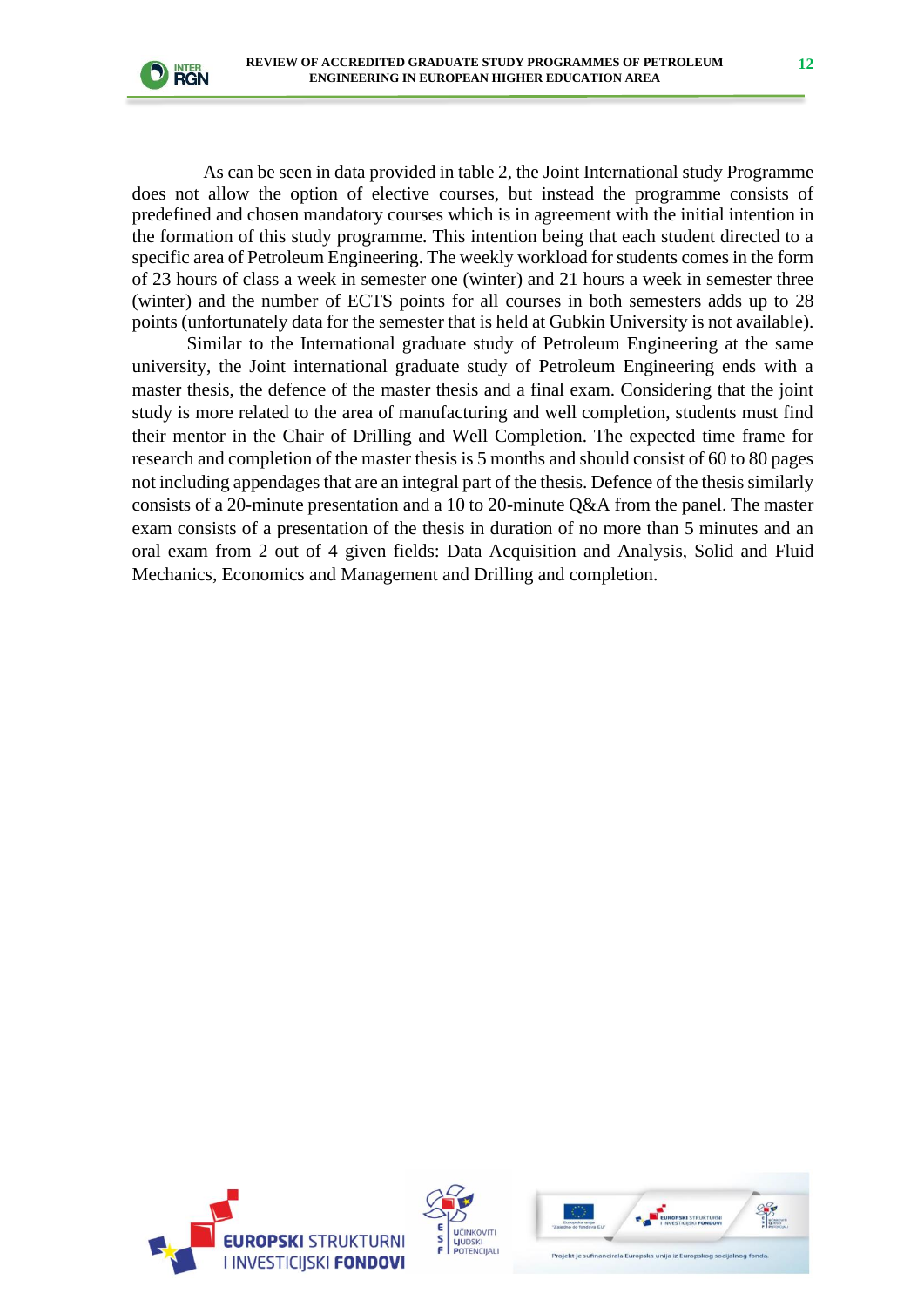As can be seen in data provided in table 2, the Joint International study Programme does not allow the option of elective courses, but instead the programme consists of predefined and chosen mandatory courses which is in agreement with the initial intention in the formation of this study programme. This intention being that each student directed to a specific area of Petroleum Engineering. The weekly workload for students comes in the form of 23 hours of class a week in semester one (winter) and 21 hours a week in semester three (winter) and the number of ECTS points for all courses in both semesters adds up to 28 points (unfortunately data for the semester that is held at Gubkin University is not available).

Similar to the International graduate study of Petroleum Engineering at the same university, the Joint international graduate study of Petroleum Engineering ends with a master thesis, the defence of the master thesis and a final exam. Considering that the joint study is more related to the area of manufacturing and well completion, students must find their mentor in the Chair of Drilling and Well Completion. The expected time frame for research and completion of the master thesis is 5 months and should consist of 60 to 80 pages not including appendages that are an integral part of the thesis. Defence of the thesis similarly consists of a 20-minute presentation and a 10 to 20-minute Q&A from the panel. The master exam consists of a presentation of the thesis in duration of no more than 5 minutes and an oral exam from 2 out of 4 given fields: Data Acquisition and Analysis, Solid and Fluid Mechanics, Economics and Management and Drilling and completion.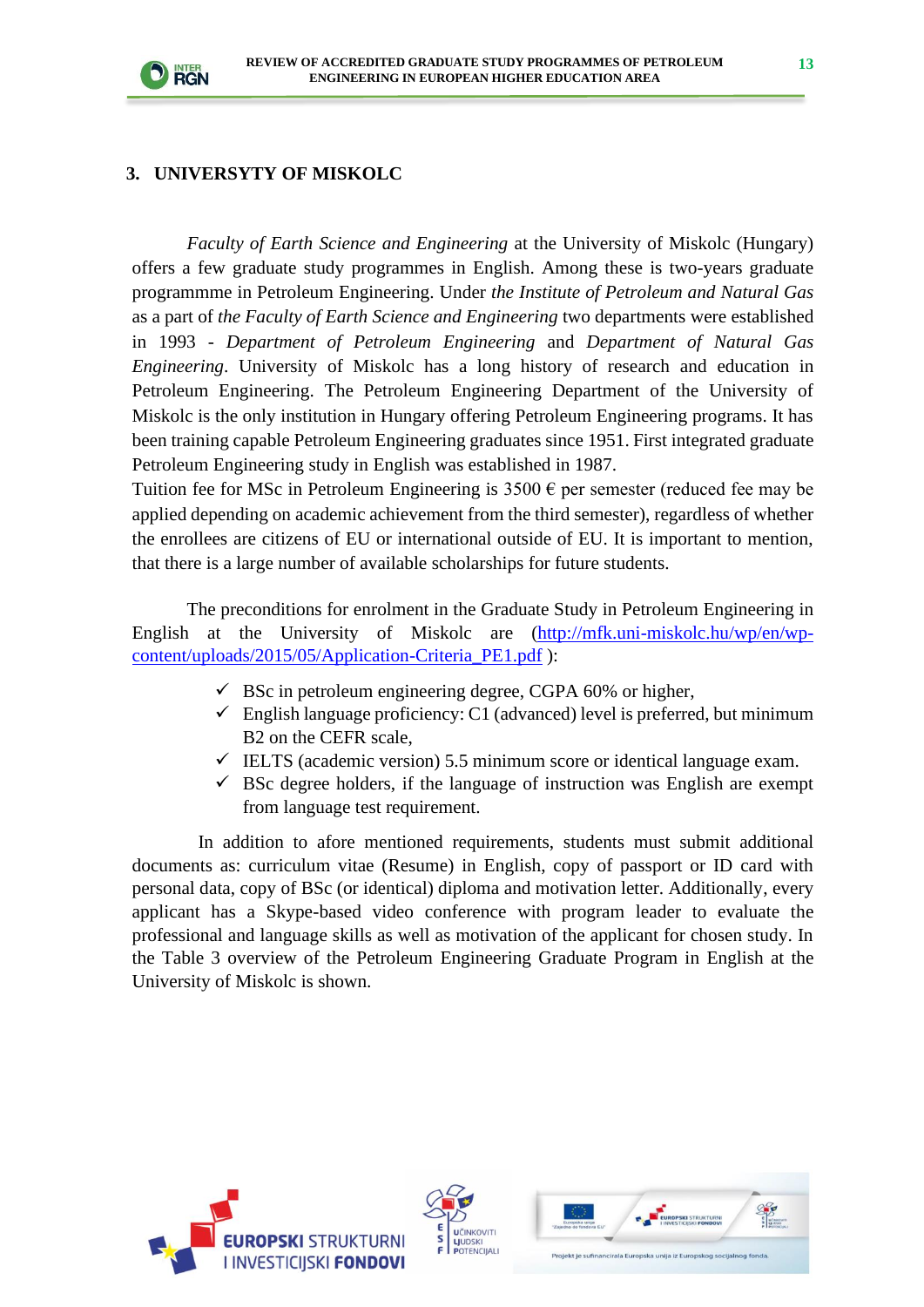## 3. UNIVERSYTY OF MISKOLC

*Faculty of Earth Science and Engineering* at the University of Miskolc (Hungary) offers a few graduate study programmes in English. Among these is two-years graduate programmme in Petroleum Engineering. Under *the Institute of Petroleum and Natural Gas* as a part of *the Faculty of Earth Science and Engineering* two departments were established in 1993 - *Department of Petroleum Engineering* and *Department of Natural Gas Engineering*. University of Miskolc has a long history of research and education in Petroleum Engineering. The Petroleum Engineering Department of the University of Miskolc is the only institution in Hungary offering Petroleum Engineering programs. It has been training capable Petroleum Engineering graduates since 1951. First integrated graduate Petroleum Engineering study in English was established in 1987.
Tuition fee for MSc in Petroleum Engineering is 3500 € per semester (reduced fee may be applied depending on academic achievement from the third semester), regardless of whether the enrollees are citizens of EU or international outside of EU. It is important to mention, that there is a large number of available scholarships for future students.

The preconditions for enrolment in the Graduate Study in Petroleum Engineering in English at the University of Miskolc are ([http://mfk.uni-miskolc.hu/wp/en/wp-content/uploads/2015/05/Application-Criteria_PE1.pdf](http://mfk.uni-miskolc.hu/wp/en/wp-content/uploads/2015/05/Application-Criteria_PE1.pdf) ):

- ✓ BSc in petroleum engineering degree, CGPA 60% or higher,
- ✓ English language proficiency: C1 (advanced) level is preferred, but minimum B2 on the CEFR scale,
- ✓ IELTS (academic version) 5.5 minimum score or identical language exam.
- ✓ BSc degree holders, if the language of instruction was English are exempt from language test requirement.

In addition to afore mentioned requirements, students must submit additional documents as: curriculum vitae (Resume) in English, copy of passport or ID card with personal data, copy of BSc (or identical) diploma and motivation letter. Additionally, every applicant has a Skype-based video conference with program leader to evaluate the professional and language skills as well as motivation of the applicant for chosen study. In the Table 3 overview of the Petroleum Engineering Graduate Program in English at the University of Miskolc is shown.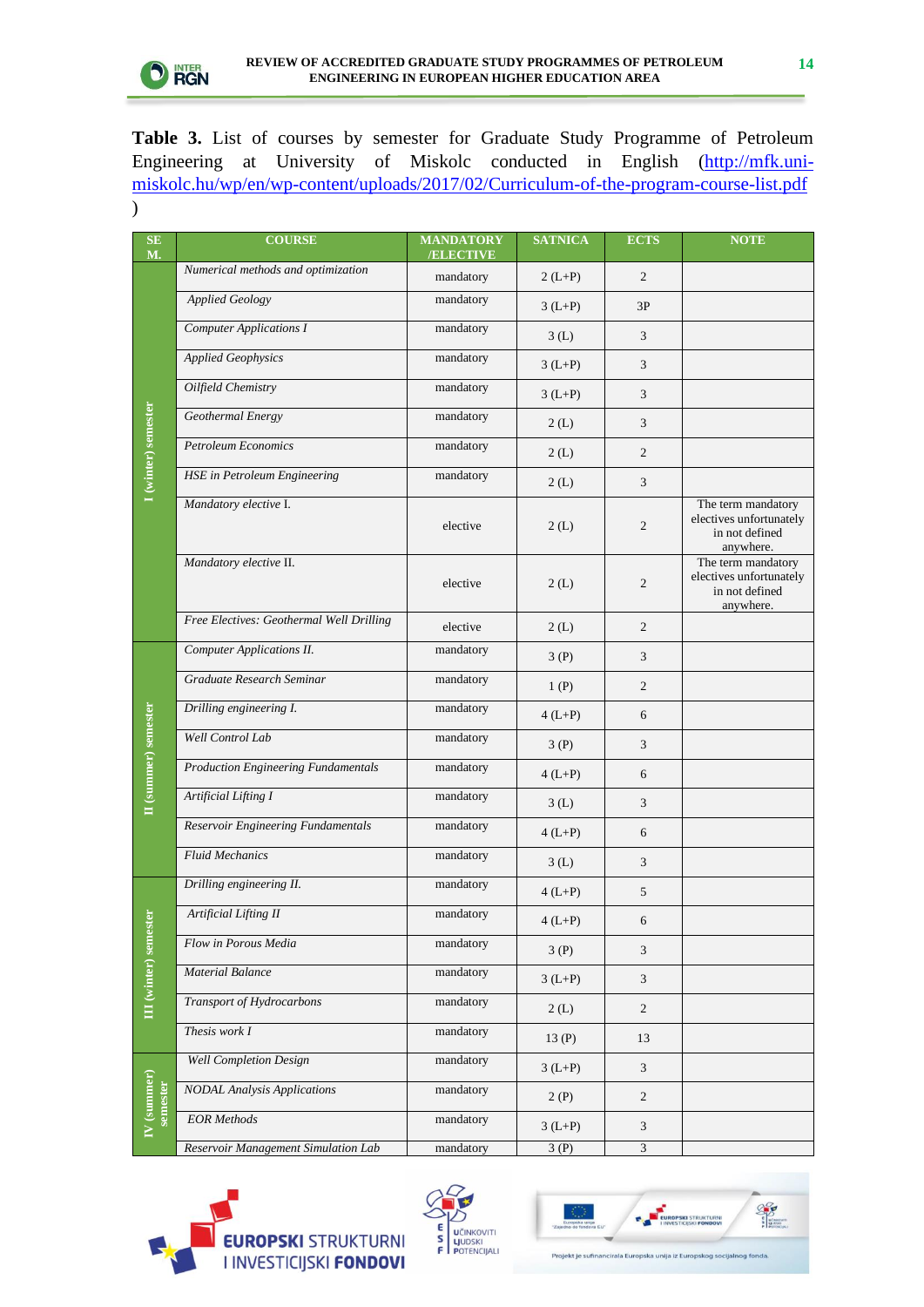**Table 3.** List of courses by semester for Graduate Study Programme of Petroleum Engineering at University of Miskolc conducted in English (http://mfk.uni-miskolc.hu/wp/en/wp-content/uploads/2017/02/Curriculum-of-the-program-course-list.pdf)

| SEM. | COURSE | MANDATORY /ELECTIVE | SATNICA | ECTS | NOTE |
|---|---|---|---|---|---|
| I (winter) semester | *Numerical methods and optimization* | mandatory | 2 (L+P) | 2 | |
| | *Applied Geology* | mandatory | 3 (L+P) | 3P | |
| | *Computer Applications I* | mandatory | 3 (L) | 3 | |
| | *Applied Geophysics* | mandatory | 3 (L+P) | 3 | |
| | *Oilfield Chemistry* | mandatory | 3 (L+P) | 3 | |
| | *Geothermal Energy* | mandatory | 2 (L) | 3 | |
| | *Petroleum Economics* | mandatory | 2 (L) | 2 | |
| | *HSE in Petroleum Engineering* | mandatory | 2 (L) | 3 | |
| | *Mandatory elective* I. | elective | 2 (L) | 2 | The term mandatory electives unfortunately in not defined anywhere. |
| | *Mandatory elective* II. | elective | 2 (L) | 2 | The term mandatory electives unfortunately in not defined anywhere. |
| | *Free Electives: Geothermal Well Drilling* | elective | 2 (L) | 2 | |
| II (summer) semester | *Computer Applications II.* | mandatory | 3 (P) | 3 | |
| | *Graduate Research Seminar* | mandatory | 1 (P) | 2 | |
| | *Drilling engineering I.* | mandatory | 4 (L+P) | 6 | |
| | *Well Control Lab* | mandatory | 3 (P) | 3 | |
| | *Production Engineering Fundamentals* | mandatory | 4 (L+P) | 6 | |
| | *Artificial Lifting I* | mandatory | 3 (L) | 3 | |
| | *Reservoir Engineering Fundamentals* | mandatory | 4 (L+P) | 6 | |
| | *Fluid Mechanics* | mandatory | 3 (L) | 3 | |
| III (winter) semester | *Drilling engineering II.* | mandatory | 4 (L+P) | 5 | |
| | *Artificial Lifting II* | mandatory | 4 (L+P) | 6 | |
| | *Flow in Porous Media* | mandatory | 3 (P) | 3 | |
| | *Material Balance* | mandatory | 3 (L+P) | 3 | |
| | *Transport of Hydrocarbons* | mandatory | 2 (L) | 2 | |
| | *Thesis work I* | mandatory | 13 (P) | 13 | |
| IV (summer) semester | *Well Completion Design* | mandatory | 3 (L+P) | 3 | |
| | *NODAL Analysis Applications* | mandatory | 2 (P) | 2 | |
| | *EOR Methods* | mandatory | 3 (L+P) | 3 | |
| | *Reservoir Management Simulation Lab* | mandatory | 3 (P) | 3 | |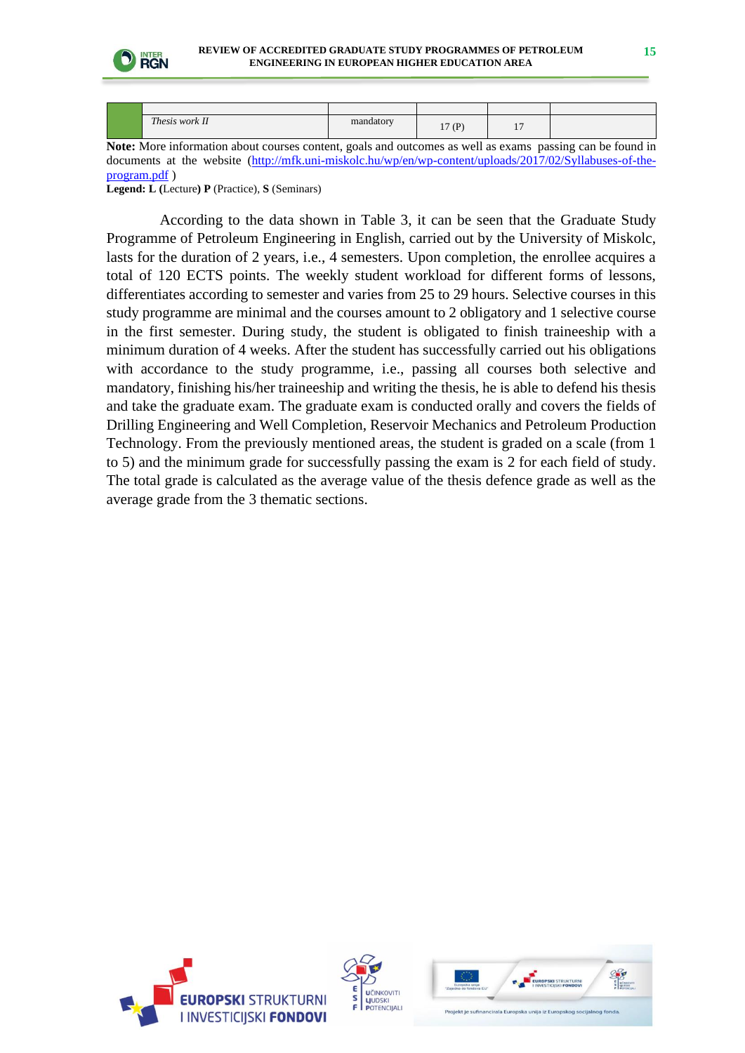|  | *Thesis work II* | mandatory | 17 (P) | 17 |  |
|---|---|---|---|---|---|

**Note:** More information about courses content, goals and outcomes as well as exams passing can be found in documents at the website ([http://mfk.uni-miskolc.hu/wp/en/wp-content/uploads/2017/02/Syllabuses-of-the-program.pdf](http://mfk.uni-miskolc.hu/wp/en/wp-content/uploads/2017/02/Syllabuses-of-the-program.pdf) )

**Legend: L (**Lecture**) P** (Practice), **S** (Seminars)

According to the data shown in Table 3, it can be seen that the Graduate Study Programme of Petroleum Engineering in English, carried out by the University of Miskolc, lasts for the duration of 2 years, i.e., 4 semesters. Upon completion, the enrollee acquires a total of 120 ECTS points. The weekly student workload for different forms of lessons, differentiates according to semester and varies from 25 to 29 hours. Selective courses in this study programme are minimal and the courses amount to 2 obligatory and 1 selective course in the first semester. During study, the student is obligated to finish traineeship with a minimum duration of 4 weeks. After the student has successfully carried out his obligations with accordance to the study programme, i.e., passing all courses both selective and mandatory, finishing his/her traineeship and writing the thesis, he is able to defend his thesis and take the graduate exam. The graduate exam is conducted orally and covers the fields of Drilling Engineering and Well Completion, Reservoir Mechanics and Petroleum Production Technology. From the previously mentioned areas, the student is graded on a scale (from 1 to 5) and the minimum grade for successfully passing the exam is 2 for each field of study. The total grade is calculated as the average value of the thesis defence grade as well as the average grade from the 3 thematic sections.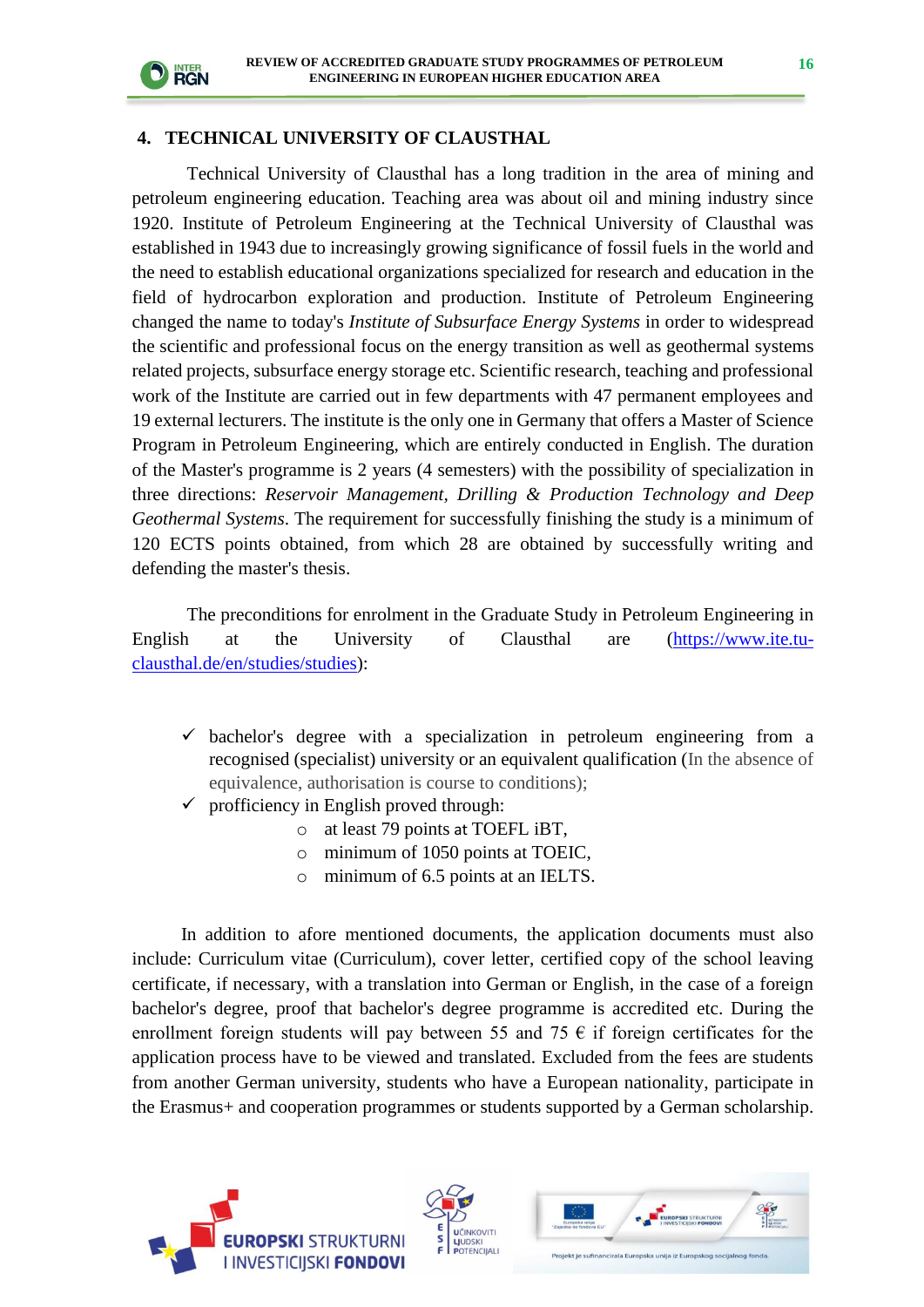## 4. TECHNICAL UNIVERSITY OF CLAUSTHAL

Technical University of Clausthal has a long tradition in the area of mining and petroleum engineering education. Teaching area was about oil and mining industry since 1920. Institute of Petroleum Engineering at the Technical University of Clausthal was established in 1943 due to increasingly growing significance of fossil fuels in the world and the need to establish educational organizations specialized for research and education in the field of hydrocarbon exploration and production. Institute of Petroleum Engineering changed the name to today's *Institute of Subsurface Energy Systems* in order to widespread the scientific and professional focus on the energy transition as well as geothermal systems related projects, subsurface energy storage etc. Scientific research, teaching and professional work of the Institute are carried out in few departments with 47 permanent employees and 19 external lecturers. The institute is the only one in Germany that offers a Master of Science Program in Petroleum Engineering, which are entirely conducted in English. The duration of the Master's programme is 2 years (4 semesters) with the possibility of specialization in three directions: *Reservoir Management, Drilling & Production Technology and Deep Geothermal Systems*. The requirement for successfully finishing the study is a minimum of 120 ECTS points obtained, from which 28 are obtained by successfully writing and defending the master's thesis.

The preconditions for enrolment in the Graduate Study in Petroleum Engineering in English at the University of Clausthal are (https://www.ite.tu-clausthal.de/en/studies/studies):

- ✓ bachelor's degree with a specialization in petroleum engineering from a recognised (specialist) university or an equivalent qualification (In the absence of equivalence, authorisation is course to conditions);
- ✓ profficiency in English proved through:
  - at least 79 points at TOEFL iBT,
  - minimum of 1050 points at TOEIC,
  - minimum of 6.5 points at an IELTS.

In addition to afore mentioned documents, the application documents must also include: Curriculum vitae (Curriculum), cover letter, certified copy of the school leaving certificate, if necessary, with a translation into German or English, in the case of a foreign bachelor's degree, proof that bachelor's degree programme is accredited etc. During the enrollment foreign students will pay between 55 and 75 € if foreign certificates for the application process have to be viewed and translated. Excluded from the fees are students from another German university, students who have a European nationality, participate in the Erasmus+ and cooperation programmes or students supported by a German scholarship.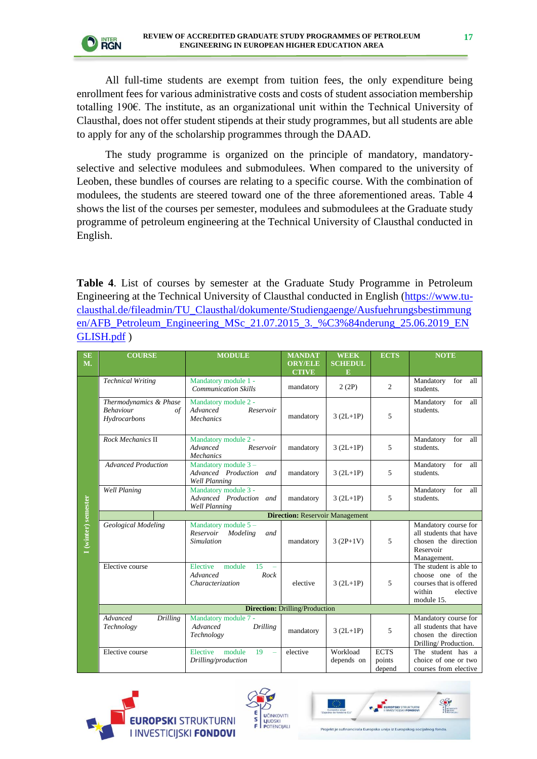All full-time students are exempt from tuition fees, the only expenditure being enrollment fees for various administrative costs and costs of student association membership totalling 190€. The institute, as an organizational unit within the Technical University of Clausthal, does not offer student stipends at their study programmes, but all students are able to apply for any of the scholarship programmes through the DAAD.

The study programme is organized on the principle of mandatory, mandatory-selective and selective modulees and submodulees. When compared to the university of Leoben, these bundles of courses are relating to a specific course. With the combination of modulees, the students are steered toward one of the three aforementioned areas. Table 4 shows the list of the courses per semester, modulees and submodulees at the Graduate study programme of petroleum engineering at the Technical University of Clausthal conducted in English.

**Table 4**. List of courses by semester at the Graduate Study Programme in Petroleum Engineering at the Technical University of Clausthal conducted in English (https://www.tu-clausthal.de/fileadmin/TU_Clausthal/dokumente/Studiengaenge/Ausfuehrungsbestimmungen/AFB_Petroleum_Engineering_MSc_21.07.2015_3._%C3%84nderung_25.06.2019_ENGLISH.pdf )

| SEM. | COURSE | MODULE | MANDATORY/ELECTIVE | WEEK SCHEDULE | ECTS | NOTE |
|---|---|---|---|---|---|---|
| 1 (winter) semester | *Technical Writing* | Mandatory module 1 - *Communication Skills* | mandatory | 2 (2P) | 2 | Mandatory for all students. |
| | *Thermodynamics & Phase Behaviour of Hydrocarbons* | Mandatory module 2 - *Advanced Reservoir Mechanics* | mandatory | 3 (2L+1P) | 5 | Mandatory for all students. |
| | *Rock Mechanics* II | Mandatory module 2 - *Advanced Reservoir Mechanics* | mandatory | 3 (2L+1P) | 5 | Mandatory for all students. |
| | *Advanced Production* | Mandatory module 3 – *Advanced Production and Well Planning* | mandatory | 3 (2L+1P) | 5 | Mandatory for all students. |
| | *Well Planing* | Mandatory module 3 - *Advanced Production and Well Planning* | mandatory | 3 (2L+1P) | 5 | Mandatory for all students. |
| | **Direction:** Reservoir Management | | | | | |
| | *Geological Modeling* | Mandatory module 5 – *Reservoir Modeling and Simulation* | mandatory | 3 (2P+1V) | 5 | Mandatory course for all students that have chosen the direction Reservoir Management. |
| | Elective course | Elective module 15 – *Advanced Rock Characterization* | elective | 3 (2L+1P) | 5 | The student is able to choose one of the courses that is offered within elective module 15. |
| | **Direction:** Drilling/Production | | | | | |
| | *Advanced Drilling Technology* | Mandatory module 7 - *Advanced Drilling Technology* | mandatory | 3 (2L+1P) | 5 | Mandatory course for all students that have chosen the direction Drilling/ Production. |
| | Elective course | Elective module 19 – *Drilling/production* | elective | Workload depends on | ECTS points depend | The student has a choice of one or two courses from elective |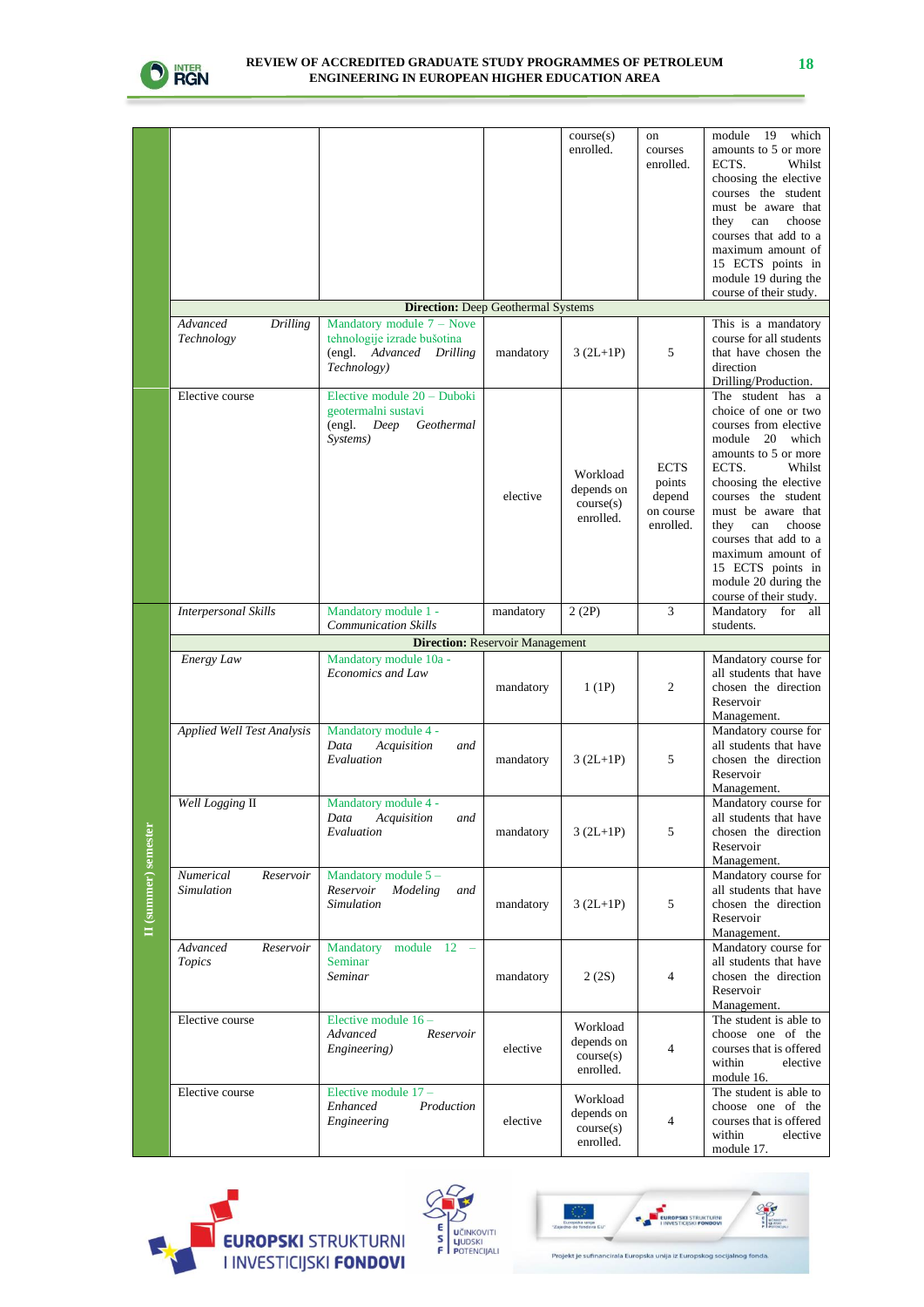| | | | | | | |
|---|---|---|---|---|---|---|
| | | | | course(s) enrolled. | on courses enrolled. | module 19 which amounts to 5 or more ECTS. Whilst choosing the elective courses the student must be aware that they can choose courses that add to a maximum amount of 15 ECTS points in module 19 during the course of their study. |
| | **Direction:** Deep Geothermal Systems | | | | | |
| | *Advanced Drilling Technology* | Mandatory module 7 – Nove tehnologije izrade bušotina (engl. *Advanced Drilling Technology)* | mandatory | 3 (2L+1P) | 5 | This is a mandatory course for all students that have chosen the direction Drilling/Production. |
| | Elective course | Elective module 20 – Duboki geotermalni sustavi (engl. *Deep Geothermal Systems)* | elective | Workload depends on course(s) enrolled. | ECTS points depend on course enrolled. | The student has a choice of one or two courses from elective module 20 which amounts to 5 or more ECTS. Whilst choosing the elective courses the student must be aware that they can choose courses that add to a maximum amount of 15 ECTS points in module 20 during the course of their study. |
| II (summer) semester | *Interpersonal Skills* | Mandatory module 1 - *Communication Skills* | mandatory | 2 (2P) | 3 | Mandatory for all students. |
| | **Direction:** Reservoir Management | | | | | |
| | *Energy Law* | Mandatory module 10a - *Economics and Law* | mandatory | 1 (1P) | 2 | Mandatory course for all students that have chosen the direction Reservoir Management. |
| | *Applied Well Test Analysis* | Mandatory module 4 - *Data Acquisition and Evaluation* | mandatory | 3 (2L+1P) | 5 | Mandatory course for all students that have chosen the direction Reservoir Management. |
| | *Well Logging* II | Mandatory module 4 - *Data Acquisition and Evaluation* | mandatory | 3 (2L+1P) | 5 | Mandatory course for all students that have chosen the direction Reservoir Management. |
| | *Numerical Reservoir Simulation* | Mandatory module 5 – *Reservoir Modeling and Simulation* | mandatory | 3 (2L+1P) | 5 | Mandatory course for all students that have chosen the direction Reservoir Management. |
| | *Advanced Reservoir Topics* | Mandatory module 12 – Seminar *Seminar* | mandatory | 2 (2S) | 4 | Mandatory course for all students that have chosen the direction Reservoir Management. |
| | Elective course | Elective module 16 – *Advanced Reservoir Engineering)* | elective | Workload depends on course(s) enrolled. | 4 | The student is able to choose one of the courses that is offered within elective module 16. |
| | Elective course | Elective module 17 – *Enhanced Production Engineering* | elective | Workload depends on course(s) enrolled. | 4 | The student is able to choose one of the courses that is offered within elective module 17. |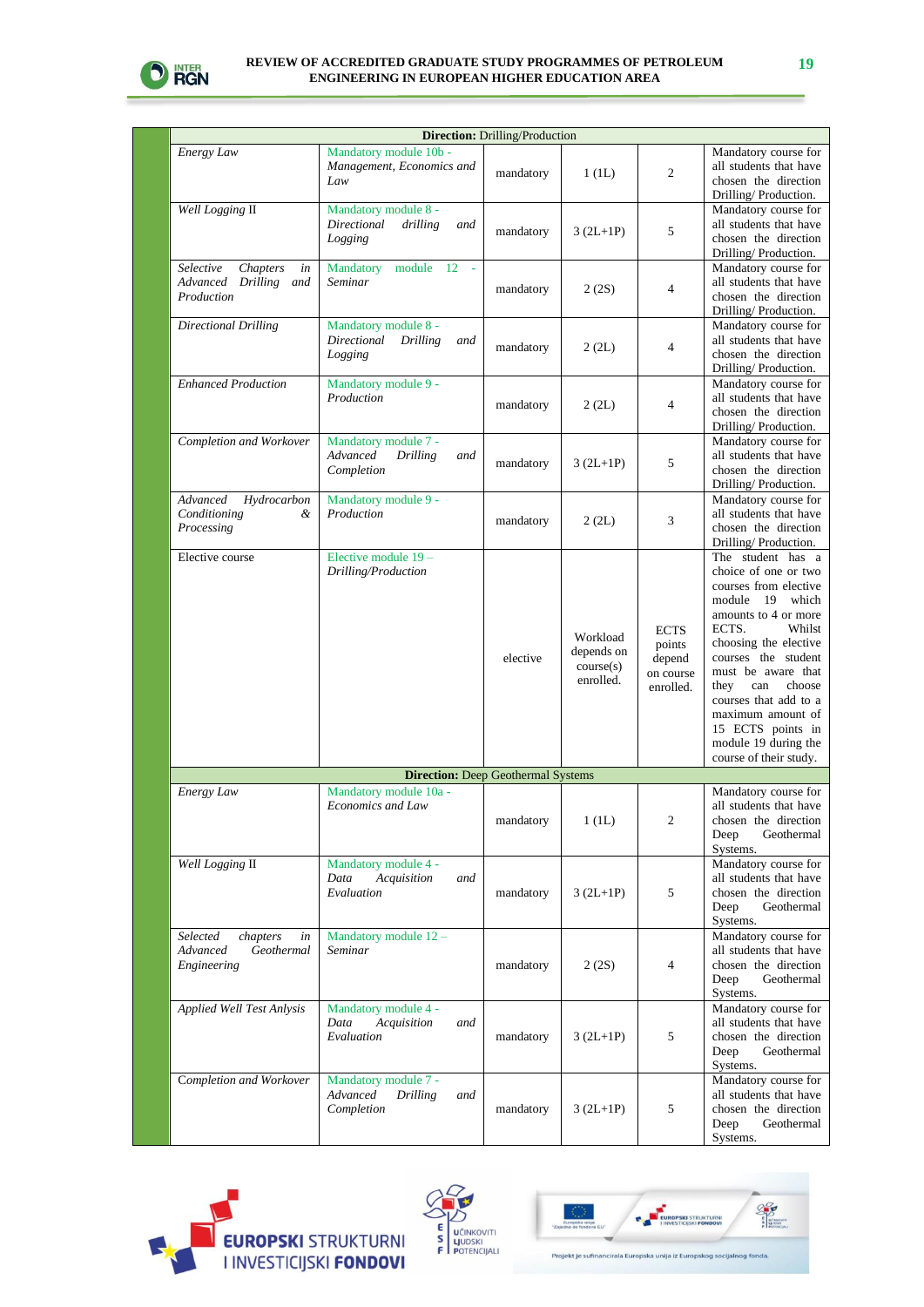| Direction: Drilling/Production | | | | | |
|---|---|---|---|---|---|
| *Energy Law* | Mandatory module 10b - *Management, Economics and Law* | mandatory | 1 (1L) | 2 | Mandatory course for all students that have chosen the direction Drilling/ Production. |
| *Well Logging* II | Mandatory module 8 - *Directional drilling and Logging* | mandatory | 3 (2L+1P) | 5 | Mandatory course for all students that have chosen the direction Drilling/ Production. |
| *Selective Chapters in Advanced Drilling and Production* | Mandatory module 12 - *Seminar* | mandatory | 2 (2S) | 4 | Mandatory course for all students that have chosen the direction Drilling/ Production. |
| *Directional Drilling* | Mandatory module 8 - *Directional Drilling and Logging* | mandatory | 2 (2L) | 4 | Mandatory course for all students that have chosen the direction Drilling/ Production. |
| *Enhanced Production* | Mandatory module 9 - *Production* | mandatory | 2 (2L) | 4 | Mandatory course for all students that have chosen the direction Drilling/ Production. |
| *Completion and Workover* | Mandatory module 7 - *Advanced Drilling and Completion* | mandatory | 3 (2L+1P) | 5 | Mandatory course for all students that have chosen the direction Drilling/ Production. |
| *Advanced Hydrocarbon Conditioning & Processing* | Mandatory module 9 - *Production* | mandatory | 2 (2L) | 3 | Mandatory course for all students that have chosen the direction Drilling/ Production. |
| Elective course | Elective module 19 – *Drilling/Production* | elective | Workload depends on course(s) enrolled. | ECTS points depend on course enrolled. | The student has a choice of one or two courses from elective module 19 which amounts to 4 or more ECTS. Whilst choosing the elective courses the student must be aware that they can choose courses that add to a maximum amount of 15 ECTS points in module 19 during the course of their study. |
| **Direction:** Deep Geothermal Systems | | | | | |
| *Energy Law* | Mandatory module 10a - *Economics and Law* | mandatory | 1 (1L) | 2 | Mandatory course for all students that have chosen the direction Deep Geothermal Systems. |
| *Well Logging* II | Mandatory module 4 - *Data Acquisition and Evaluation* | mandatory | 3 (2L+1P) | 5 | Mandatory course for all students that have chosen the direction Deep Geothermal Systems. |
| *Selected chapters in Advanced Geothermal Engineering* | Mandatory module 12 – *Seminar* | mandatory | 2 (2S) | 4 | Mandatory course for all students that have chosen the direction Deep Geothermal Systems. |
| *Applied Well Test Anlysis* | Mandatory module 4 - *Data Acquisition and Evaluation* | mandatory | 3 (2L+1P) | 5 | Mandatory course for all students that have chosen the direction Deep Geothermal Systems. |
| *Completion and Workover* | Mandatory module 7 - *Advanced Drilling and Completion* | mandatory | 3 (2L+1P) | 5 | Mandatory course for all students that have chosen the direction Deep Geothermal Systems. |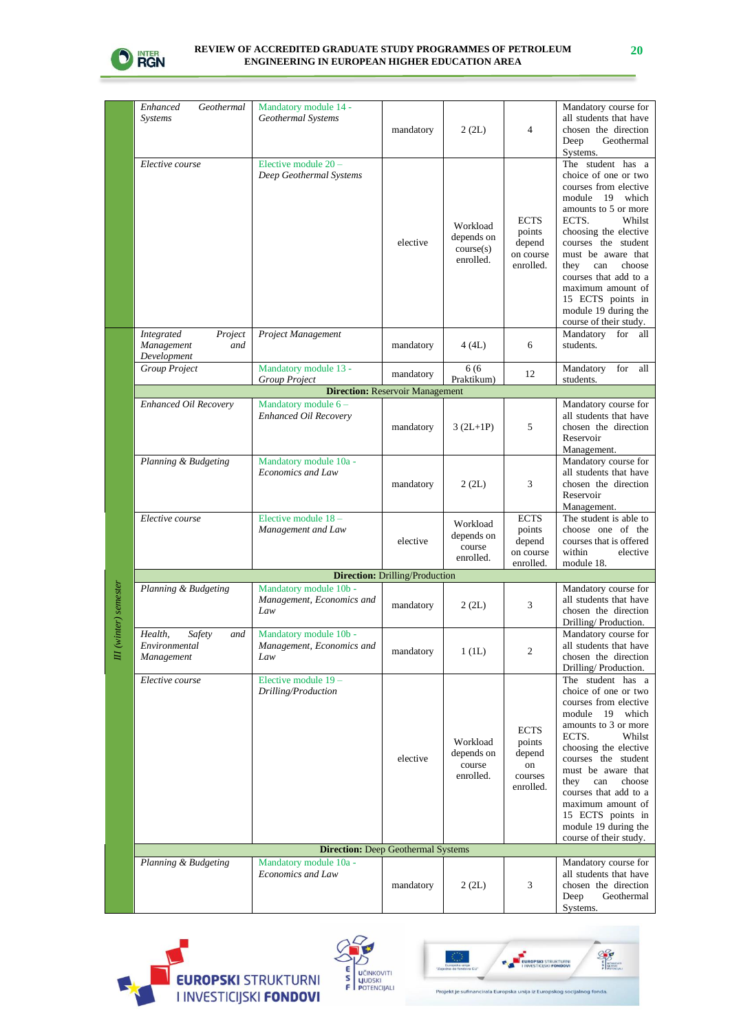| | Course | Module | Type | Hours | ECTS | Remarks |
|---|---|---|---|---|---|---|
| | *Enhanced Geothermal Systems* | Mandatory module 14 - *Geothermal Systems* | mandatory | 2 (2L) | 4 | Mandatory course for all students that have chosen the direction Deep Geothermal Systems. |
| | *Elective course* | Elective module 20 – *Deep Geothermal Systems* | elective | Workload depends on course(s) enrolled. | ECTS points depend on course enrolled. | The student has a choice of one or two courses from elective module 19 which amounts to 5 or more ECTS. Whilst choosing the elective courses the student must be aware that they can choose courses that add to a maximum amount of 15 ECTS points in module 19 during the course of their study. |
| *III (winter) semester* | *Integrated Project Management and Development* | *Project Management* | mandatory | 4 (4L) | 6 | Mandatory for all students. |
| | *Group Project* | Mandatory module 13 - *Group Project* | mandatory | 6 (6 Praktikum) | 12 | Mandatory for all students. |
| | **Direction:** Reservoir Management | | | | | |
| | *Enhanced Oil Recovery* | Mandatory module 6 – *Enhanced Oil Recovery* | mandatory | 3 (2L+1P) | 5 | Mandatory course for all students that have chosen the direction Reservoir Management. |
| | *Planning & Budgeting* | Mandatory module 10a - *Economics and Law* | mandatory | 2 (2L) | 3 | Mandatory course for all students that have chosen the direction Reservoir Management. |
| | *Elective course* | Elective module 18 – *Management and Law* | elective | Workload depends on course enrolled. | ECTS points depend on course enrolled. | The student is able to choose one of the courses that is offered within elective module 18. |
| | **Direction:** Drilling/Production | | | | | |
| | *Planning & Budgeting* | Mandatory module 10b - *Management, Economics and Law* | mandatory | 2 (2L) | 3 | Mandatory course for all students that have chosen the direction Drilling/ Production. |
| | *Health, Safety and Environmental Management* | Mandatory module 10b - *Management, Economics and Law* | mandatory | 1 (1L) | 2 | Mandatory course for all students that have chosen the direction Drilling/ Production. |
| | *Elective course* | Elective module 19 – *Drilling/Production* | elective | Workload depends on course enrolled. | ECTS points depend on courses enrolled. | The student has a choice of one or two courses from elective module 19 which amounts to 3 or more ECTS. Whilst choosing the elective courses the student must be aware that they can choose courses that add to a maximum amount of 15 ECTS points in module 19 during the course of their study. |
| | **Direction:** Deep Geothermal Systems | | | | | |
| | *Planning & Budgeting* | Mandatory module 10a - *Economics and Law* | mandatory | 2 (2L) | 3 | Mandatory course for all students that have chosen the direction Deep Geothermal Systems. |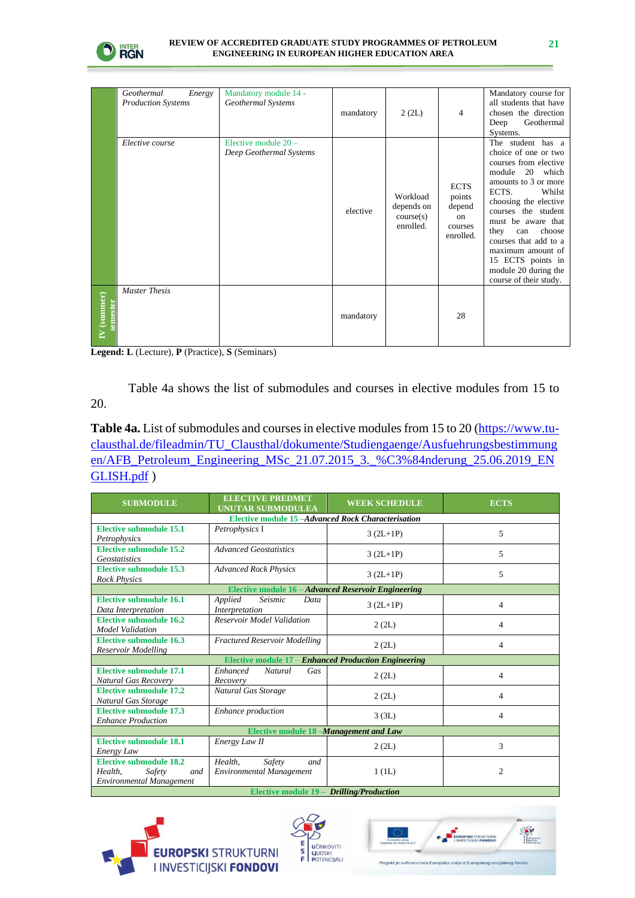| | Geothermal Energy Production Systems | Mandatory module 14 - Geothermal Systems | mandatory | 2 (2L) | 4 | Mandatory course for all students that have chosen the direction Deep Geothermal Systems. |
|---|---|---|---|---|---|---|
| | Elective course | Elective module 20 – Deep Geothermal Systems | elective | Workload depends on course(s) enrolled. | ECTS points depend on courses enrolled. | The student has a choice of one or two courses from elective module 20 which amounts to 3 or more ECTS. Whilst choosing the elective courses the student must be aware that they can choose courses that add to a maximum amount of 15 ECTS points in module 20 during the course of their study. |
| IV (summer) semester | Master Thesis | | mandatory | | 28 | |

**Legend: L** (Lecture), **P** (Practice), **S** (Seminars)

Table 4a shows the list of submodules and courses in elective modules from 15 to 20.

**Table 4a.** List of submodules and courses in elective modules from 15 to 20 (https://www.tu-clausthal.de/fileadmin/TU_Clausthal/dokumente/Studiengaenge/Ausfuehrungsbestimmungen/AFB_Petroleum_Engineering_MSc_21.07.2015_3._%C3%84nderung_25.06.2019_ENGLISH.pdf )

| SUBMODULE | ELECTIVE PREDMET UNUTAR SUBMODULEA | WEEK SCHEDULE | ECTS |
|---|---|---|---|
| Elective module 15 – *Advanced Rock Characterisation* | | | |
| Elective submodule 15.1 *Petrophysics* | *Petrophysics I* | 3 (2L+1P) | 5 |
| Elective submodule 15.2 *Geostatistics* | *Advanced Geostatistics* | 3 (2L+1P) | 5 |
| Elective submodule 15.3 *Rock Physics* | *Advanced Rock Physics* | 3 (2L+1P) | 5 |
| Elective module 16 – *Advanced Reservoir Engineering* | | | |
| Elective submodule 16.1 *Data Interpretation* | *Applied Seismic Data Interpretation* | 3 (2L+1P) | 4 |
| Elective submodule 16.2 *Model Validation* | *Reservoir Model Validation* | 2 (2L) | 4 |
| Elective submodule 16.3 *Reservoir Modelling* | *Fractured Reservoir Modelling* | 2 (2L) | 4 |
| Elective module 17 – *Enhanced Production Engineering* | | | |
| Elective submodule 17.1 *Natural Gas Recovery* | *Enhanced Natural Gas Recovery* | 2 (2L) | 4 |
| Elective submodule 17.2 *Natural Gas Storage* | *Natural Gas Storage* | 2 (2L) | 4 |
| Elective submodule 17.3 *Enhance Production* | *Enhance production* | 3 (3L) | 4 |
| Elective module 18 – *Management and Law* | | | |
| Elective submodule 18.1 *Energy Law* | *Energy Law II* | 2 (2L) | 3 |
| Elective submodule 18.2 *Health, Safety and Environmental Management* | *Health, Safety and Environmental Management* | 1 (1L) | 2 |
| Elective module 19 – *Drilling/Production* | | | |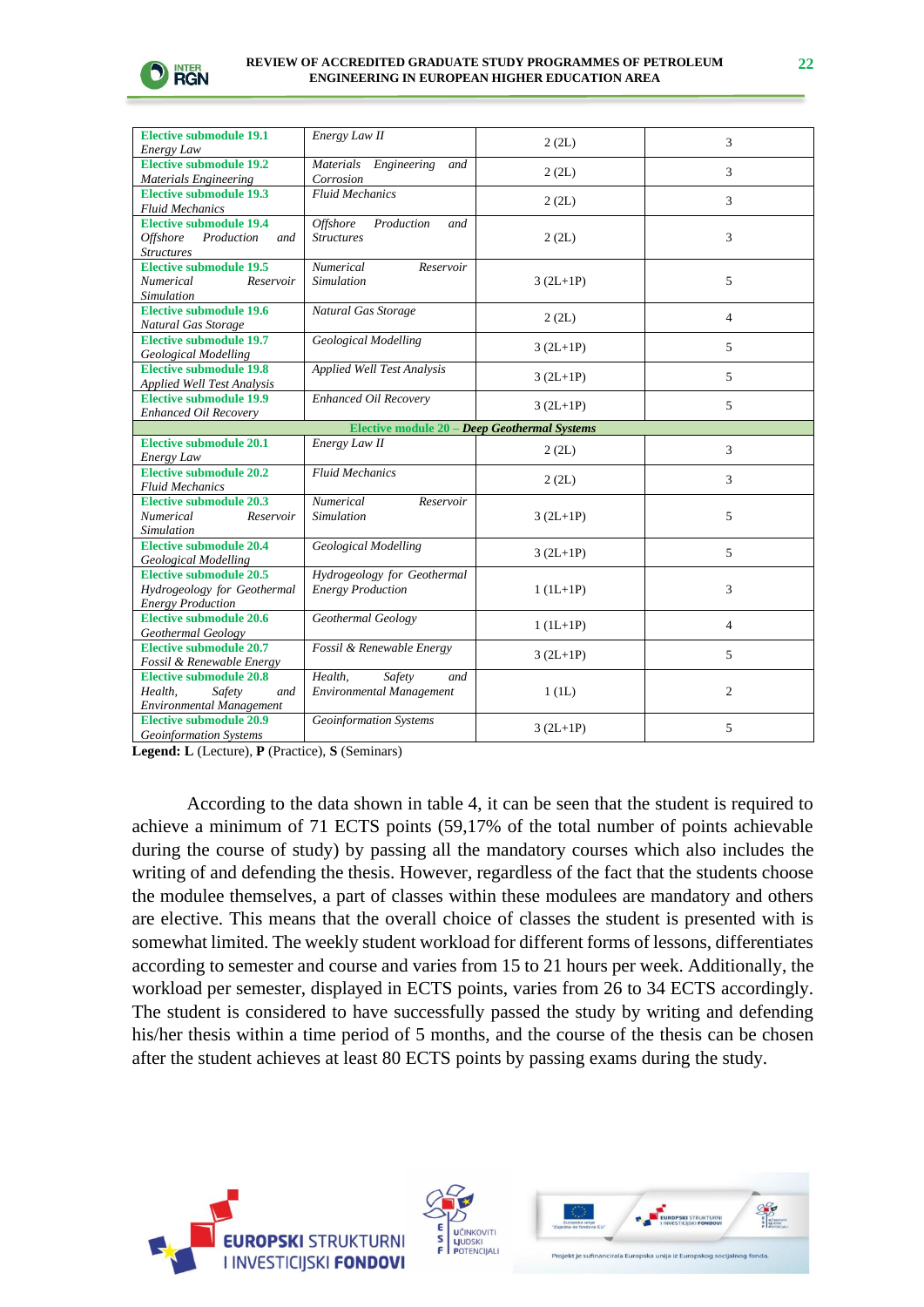| | | | |
|---|---|---|---|
| **Elective submodule 19.1** *Energy Law* | *Energy Law II* | 2 (2L) | 3 |
| **Elective submodule 19.2** *Materials Engineering* | *Materials Engineering and Corrosion* | 2 (2L) | 3 |
| **Elective submodule 19.3** *Fluid Mechanics* | *Fluid Mechanics* | 2 (2L) | 3 |
| **Elective submodule 19.4** *Offshore Production and Structures* | *Offshore Production and Structures* | 2 (2L) | 3 |
| **Elective submodule 19.5** *Numerical Reservoir Simulation* | *Numerical Reservoir Simulation* | 3 (2L+1P) | 5 |
| **Elective submodule 19.6** *Natural Gas Storage* | *Natural Gas Storage* | 2 (2L) | 4 |
| **Elective submodule 19.7** *Geological Modelling* | *Geological Modelling* | 3 (2L+1P) | 5 |
| **Elective submodule 19.8** *Applied Well Test Analysis* | *Applied Well Test Analysis* | 3 (2L+1P) | 5 |
| **Elective submodule 19.9** *Enhanced Oil Recovery* | *Enhanced Oil Recovery* | 3 (2L+1P) | 5 |
| **Elective module 20 – *Deep Geothermal Systems*** | | | |
| **Elective submodule 20.1** *Energy Law* | *Energy Law II* | 2 (2L) | 3 |
| **Elective submodule 20.2** *Fluid Mechanics* | *Fluid Mechanics* | 2 (2L) | 3 |
| **Elective submodule 20.3** *Numerical Reservoir Simulation* | *Numerical Reservoir Simulation* | 3 (2L+1P) | 5 |
| **Elective submodule 20.4** *Geological Modelling* | *Geological Modelling* | 3 (2L+1P) | 5 |
| **Elective submodule 20.5** *Hydrogeology for Geothermal Energy Production* | *Hydrogeology for Geothermal Energy Production* | 1 (1L+1P) | 3 |
| **Elective submodule 20.6** *Geothermal Geology* | *Geothermal Geology* | 1 (1L+1P) | 4 |
| **Elective submodule 20.7** *Fossil & Renewable Energy* | *Fossil & Renewable Energy* | 3 (2L+1P) | 5 |
| **Elective submodule 20.8** *Health, Safety and Environmental Management* | *Health, Safety and Environmental Management* | 1 (1L) | 2 |
| **Elective submodule 20.9** *Geoinformation Systems* | *Geoinformation Systems* | 3 (2L+1P) | 5 |

**Legend: L** (Lecture), **P** (Practice), **S** (Seminars)

According to the data shown in table 4, it can be seen that the student is required to achieve a minimum of 71 ECTS points (59,17% of the total number of points achievable during the course of study) by passing all the mandatory courses which also includes the writing of and defending the thesis. However, regardless of the fact that the students choose the modulee themselves, a part of classes within these modulees are mandatory and others are elective. This means that the overall choice of classes the student is presented with is somewhat limited. The weekly student workload for different forms of lessons, differentiates according to semester and course and varies from 15 to 21 hours per week. Additionally, the workload per semester, displayed in ECTS points, varies from 26 to 34 ECTS accordingly. The student is considered to have successfully passed the study by writing and defending his/her thesis within a time period of 5 months, and the course of the thesis can be chosen after the student achieves at least 80 ECTS points by passing exams during the study.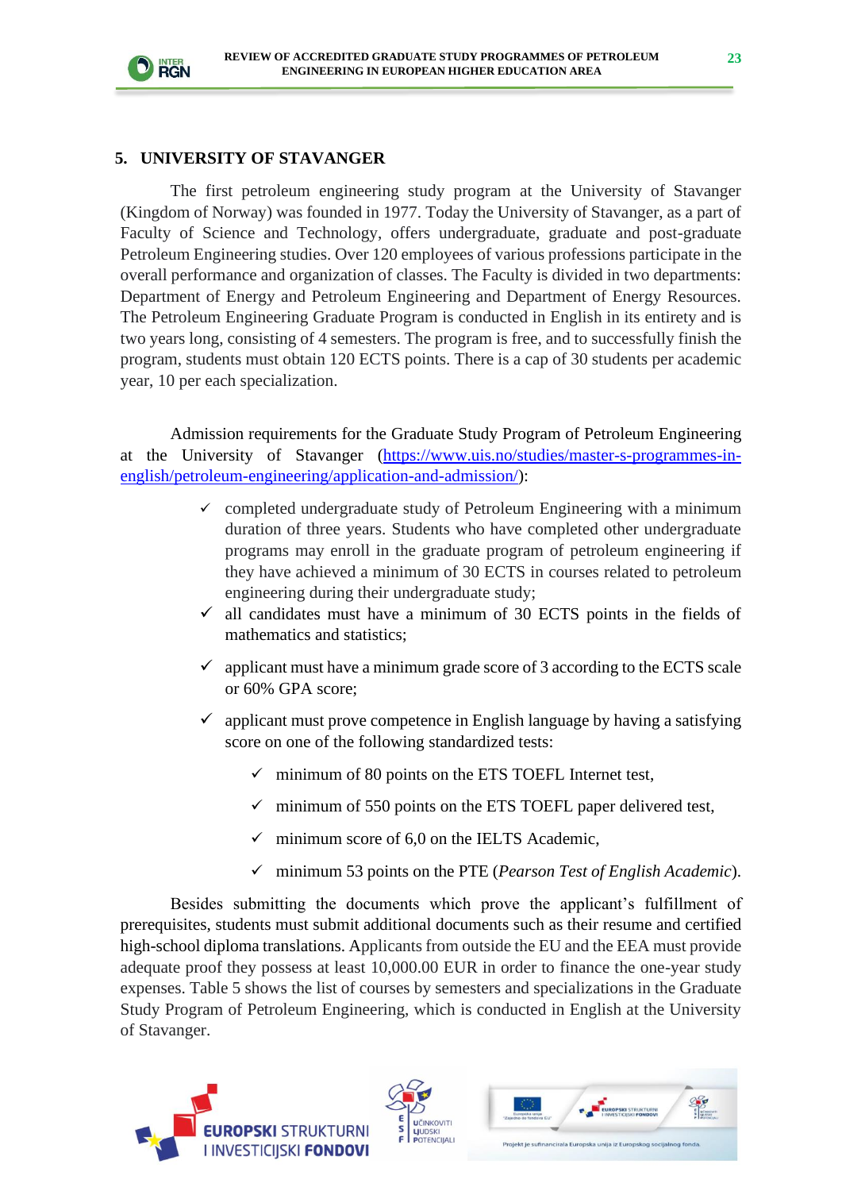## 5. UNIVERSITY OF STAVANGER

The first petroleum engineering study program at the University of Stavanger (Kingdom of Norway) was founded in 1977. Today the University of Stavanger, as a part of Faculty of Science and Technology, offers undergraduate, graduate and post-graduate Petroleum Engineering studies. Over 120 employees of various professions participate in the overall performance and organization of classes. The Faculty is divided in two departments: Department of Energy and Petroleum Engineering and Department of Energy Resources. The Petroleum Engineering Graduate Program is conducted in English in its entirety and is two years long, consisting of 4 semesters. The program is free, and to successfully finish the program, students must obtain 120 ECTS points. There is a cap of 30 students per academic year, 10 per each specialization.

Admission requirements for the Graduate Study Program of Petroleum Engineering at the University of Stavanger (https://www.uis.no/studies/master-s-programmes-in-english/petroleum-engineering/application-and-admission/):

- ✓ completed undergraduate study of Petroleum Engineering with a minimum duration of three years. Students who have completed other undergraduate programs may enroll in the graduate program of petroleum engineering if they have achieved a minimum of 30 ECTS in courses related to petroleum engineering during their undergraduate study;
- ✓ all candidates must have a minimum of 30 ECTS points in the fields of mathematics and statistics;
- ✓ applicant must have a minimum grade score of 3 according to the ECTS scale or 60% GPA score;
- ✓ applicant must prove competence in English language by having a satisfying score on one of the following standardized tests:
  - ✓ minimum of 80 points on the ETS TOEFL Internet test,
  - ✓ minimum of 550 points on the ETS TOEFL paper delivered test,
  - ✓ minimum score of 6,0 on the IELTS Academic,
  - ✓ minimum 53 points on the PTE (*Pearson Test of English Academic*).

Besides submitting the documents which prove the applicant's fulfillment of prerequisites, students must submit additional documents such as their resume and certified high-school diploma translations. Applicants from outside the EU and the EEA must provide adequate proof they possess at least 10,000.00 EUR in order to finance the one-year study expenses. Table 5 shows the list of courses by semesters and specializations in the Graduate Study Program of Petroleum Engineering, which is conducted in English at the University of Stavanger.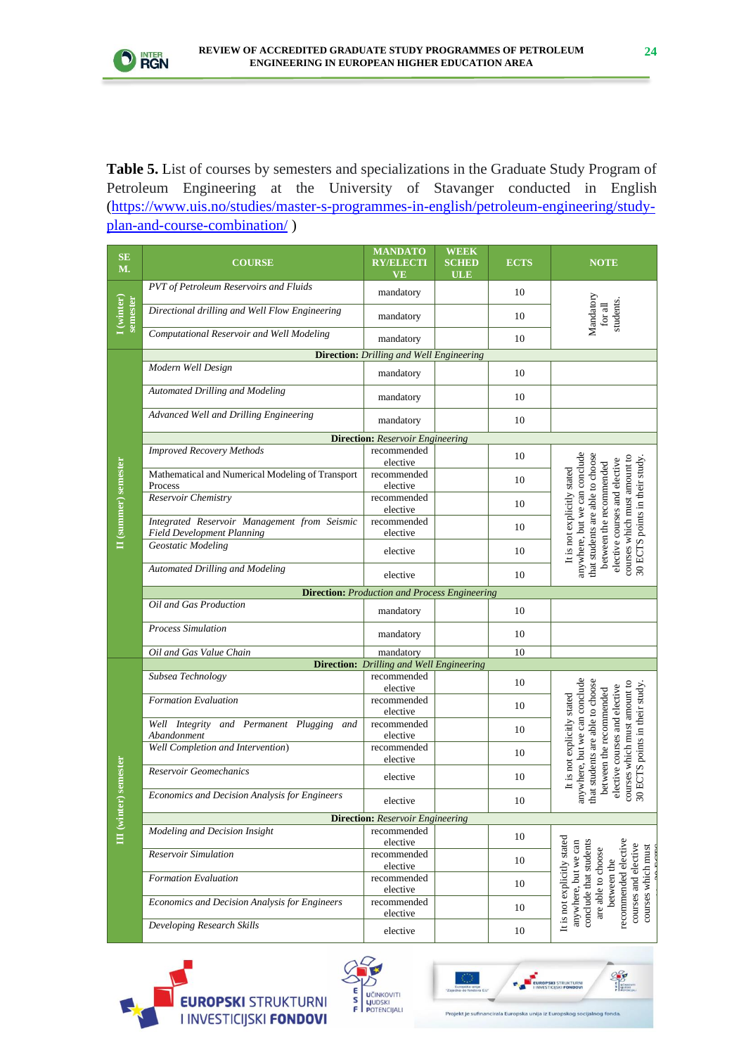**Table 5.** List of courses by semesters and specializations in the Graduate Study Program of Petroleum Engineering at the University of Stavanger conducted in English (https://www.uis.no/studies/master-s-programmes-in-english/petroleum-engineering/study-plan-and-course-combination/ )

| SEM. | COURSE | MANDATORY/ELECTIVE | WEEK SCHEDULE | ECTS | NOTE |
|---|---|---|---|---|---|
| I (winter) semester | *PVT of Petroleum Reservoirs and Fluids* | mandatory | | 10 | Mandatory for all students. |
| | *Directional drilling and Well Flow Engineering* | mandatory | | 10 | |
| | *Computational Reservoir and Well Modeling* | mandatory | | 10 | |
| II (summer) semester | **Direction:** *Drilling and Well Engineering* | | | | |
| | *Modern Well Design* | mandatory | | 10 | |
| | *Automated Drilling and Modeling* | mandatory | | 10 | |
| | *Advanced Well and Drilling Engineering* | mandatory | | 10 | |
| | **Direction:** *Reservoir Engineering* | | | | |
| | *Improved Recovery Methods* | recommended elective | | 10 | It is not explicitly stated anywhere, but we can conclude that students are able to choose between the recommended elective courses and elective courses which must amount to 30 ECTS points in their study. |
| | Mathematical and Numerical Modeling of Transport Process | recommended elective | | 10 | |
| | *Reservoir Chemistry* | recommended elective | | 10 | |
| | *Integrated Reservoir Management from Seismic Field Development Planning* | recommended elective | | 10 | |
| | *Geostatic Modeling* | elective | | 10 | |
| | *Automated Drilling and Modeling* | elective | | 10 | |
| | **Direction:** *Production and Process Engineering* | | | | |
| | *Oil and Gas Production* | mandatory | | 10 | |
| | *Process Simulation* | mandatory | | 10 | |
| | *Oil and Gas Value Chain* | mandatory | | 10 | |
| III (winter) semester | **Direction:** *Drilling and Well Engineering* | | | | |
| | *Subsea Technology* | recommended elective | | 10 | It is not explicitly stated anywhere, but we can conclude that students are able to choose between the recommended elective courses and elective courses which must amount to 30 ECTS points in their study. |
| | *Formation Evaluation* | recommended elective | | 10 | |
| | *Well Integrity and Permanent Plugging and Abandonment* | recommended elective | | 10 | |
| | *Well Completion and Intervention)* | recommended elective | | 10 | |
| | *Reservoir Geomechanics* | elective | | 10 | |
| | *Economics and Decision Analysis for Engineers* | elective | | 10 | |
| | **Direction:** *Reservoir Engineering* | | | | |
| | *Modeling and Decision Insight* | recommended elective | | 10 | It is not explicitly stated anywhere, but we can conclude that students are able to choose between the recommended elective courses and elective courses which must ... |
| | *Reservoir Simulation* | recommended elective | | 10 | |
| | *Formation Evaluation* | recommended elective | | 10 | |
| | *Economics and Decision Analysis for Engineers* | recommended elective | | 10 | |
| | *Developing Research Skills* | elective | | 10 | |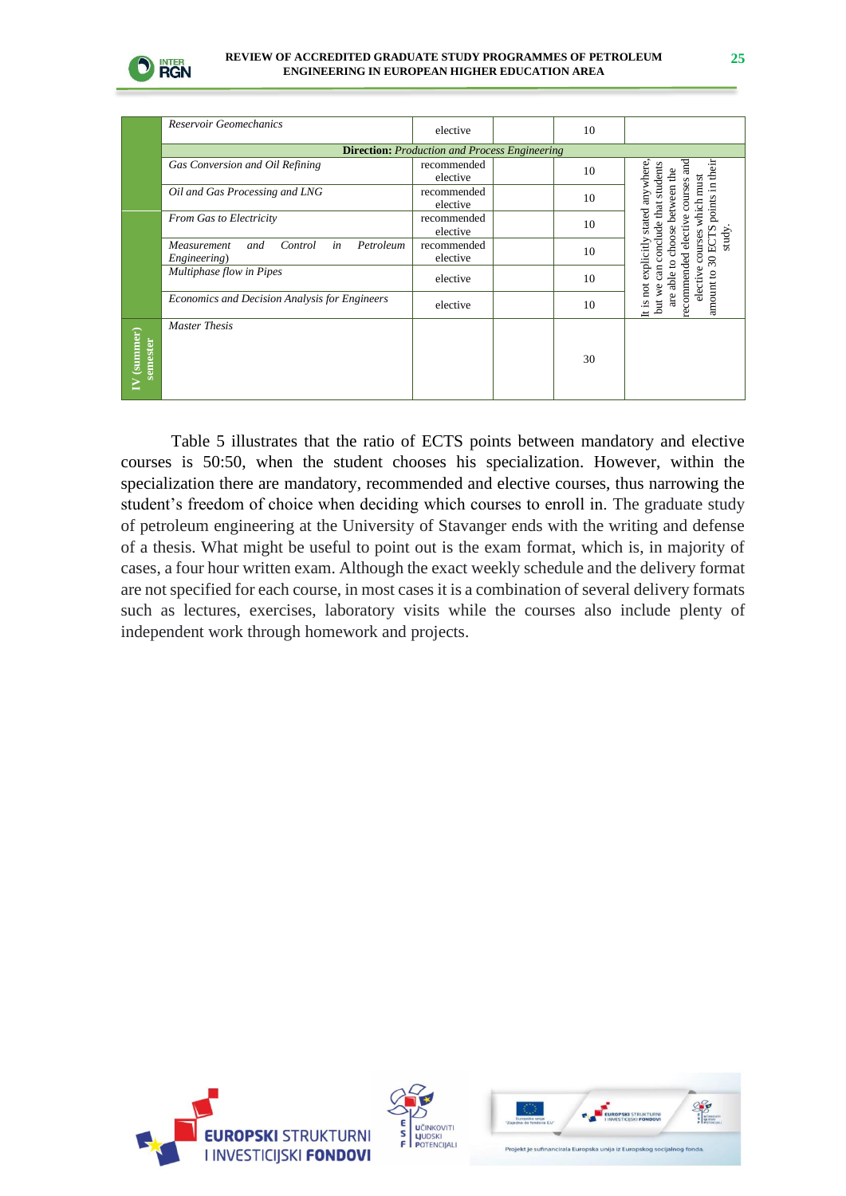| | Course | Status | | ECTS | Note |
|---|---|---|---|---|---|
| | *Reservoir Geomechanics* | elective | | 10 | |
| | **Direction:** *Production and Process Engineering* | | | | |
| | *Gas Conversion and Oil Refining* | recommended elective | | 10 | It is not explicitly stated anywhere, but we can conclude that students are able to choose between the recommended elective courses and elective courses which must amount to 30 ECTS points in their study. |
| | *Oil and Gas Processing and LNG* | recommended elective | | 10 | |
| | *From Gas to Electricity* | recommended elective | | 10 | |
| | *Measurement and Control in Petroleum Engineering)* | recommended elective | | 10 | |
| | *Multiphase flow in Pipes* | elective | | 10 | |
| | *Economics and Decision Analysis for Engineers* | elective | | 10 | |
| **IV (summer) semester** | *Master Thesis* | | | 30 | |

Table 5 illustrates that the ratio of ECTS points between mandatory and elective courses is 50:50, when the student chooses his specialization. However, within the specialization there are mandatory, recommended and elective courses, thus narrowing the student's freedom of choice when deciding which courses to enroll in. The graduate study of petroleum engineering at the University of Stavanger ends with the writing and defense of a thesis. What might be useful to point out is the exam format, which is, in majority of cases, a four hour written exam. Although the exact weekly schedule and the delivery format are not specified for each course, in most cases it is a combination of several delivery formats such as lectures, exercises, laboratory visits while the courses also include plenty of independent work through homework and projects.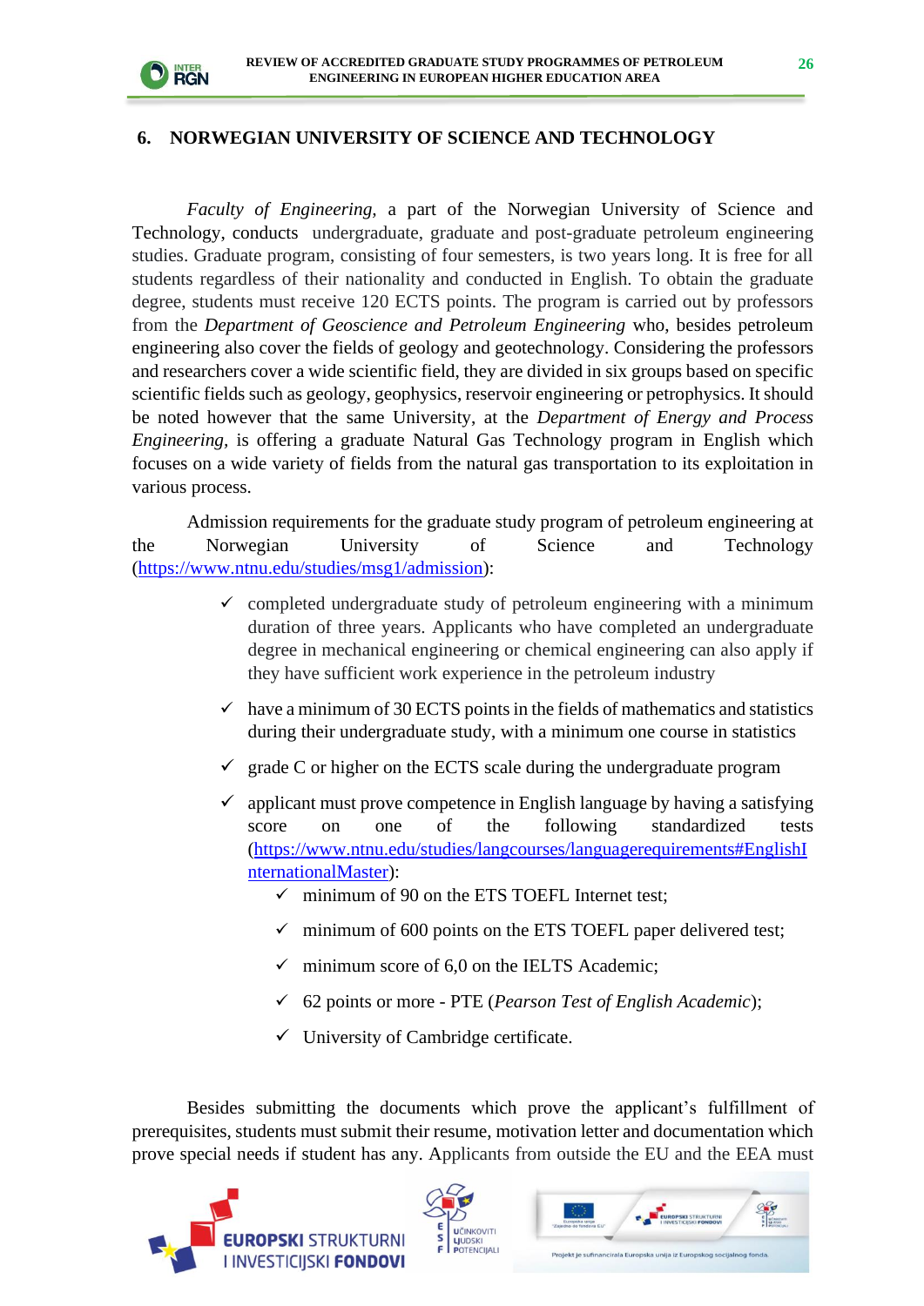## 6. NORWEGIAN UNIVERSITY OF SCIENCE AND TECHNOLOGY

*Faculty of Engineering,* a part of the Norwegian University of Science and Technology, conducts undergraduate, graduate and post-graduate petroleum engineering studies. Graduate program, consisting of four semesters, is two years long. It is free for all students regardless of their nationality and conducted in English. To obtain the graduate degree, students must receive 120 ECTS points. The program is carried out by professors from the *Department of Geoscience and Petroleum Engineering* who, besides petroleum engineering also cover the fields of geology and geotechnology. Considering the professors and researchers cover a wide scientific field, they are divided in six groups based on specific scientific fields such as geology, geophysics, reservoir engineering or petrophysics. It should be noted however that the same University, at the *Department of Energy and Process Engineering*, is offering a graduate Natural Gas Technology program in English which focuses on a wide variety of fields from the natural gas transportation to its exploitation in various process.

Admission requirements for the graduate study program of petroleum engineering at the Norwegian University of Science and Technology (https://www.ntnu.edu/studies/msg1/admission):

- ✓ completed undergraduate study of petroleum engineering with a minimum duration of three years. Applicants who have completed an undergraduate degree in mechanical engineering or chemical engineering can also apply if they have sufficient work experience in the petroleum industry
- ✓ have a minimum of 30 ECTS points in the fields of mathematics and statistics during their undergraduate study, with a minimum one course in statistics
- ✓ grade C or higher on the ECTS scale during the undergraduate program
- ✓ applicant must prove competence in English language by having a satisfying score on one of the following standardized tests (https://www.ntnu.edu/studies/langcourses/languagerequirements#EnglishInternationalMaster):
  - ✓ minimum of 90 on the ETS TOEFL Internet test;
  - ✓ minimum of 600 points on the ETS TOEFL paper delivered test;
  - ✓ minimum score of 6,0 on the IELTS Academic;
  - ✓ 62 points or more - PTE (*Pearson Test of English Academic*);
  - ✓ University of Cambridge certificate.

Besides submitting the documents which prove the applicant's fulfillment of prerequisites, students must submit their resume, motivation letter and documentation which prove special needs if student has any. Applicants from outside the EU and the EEA must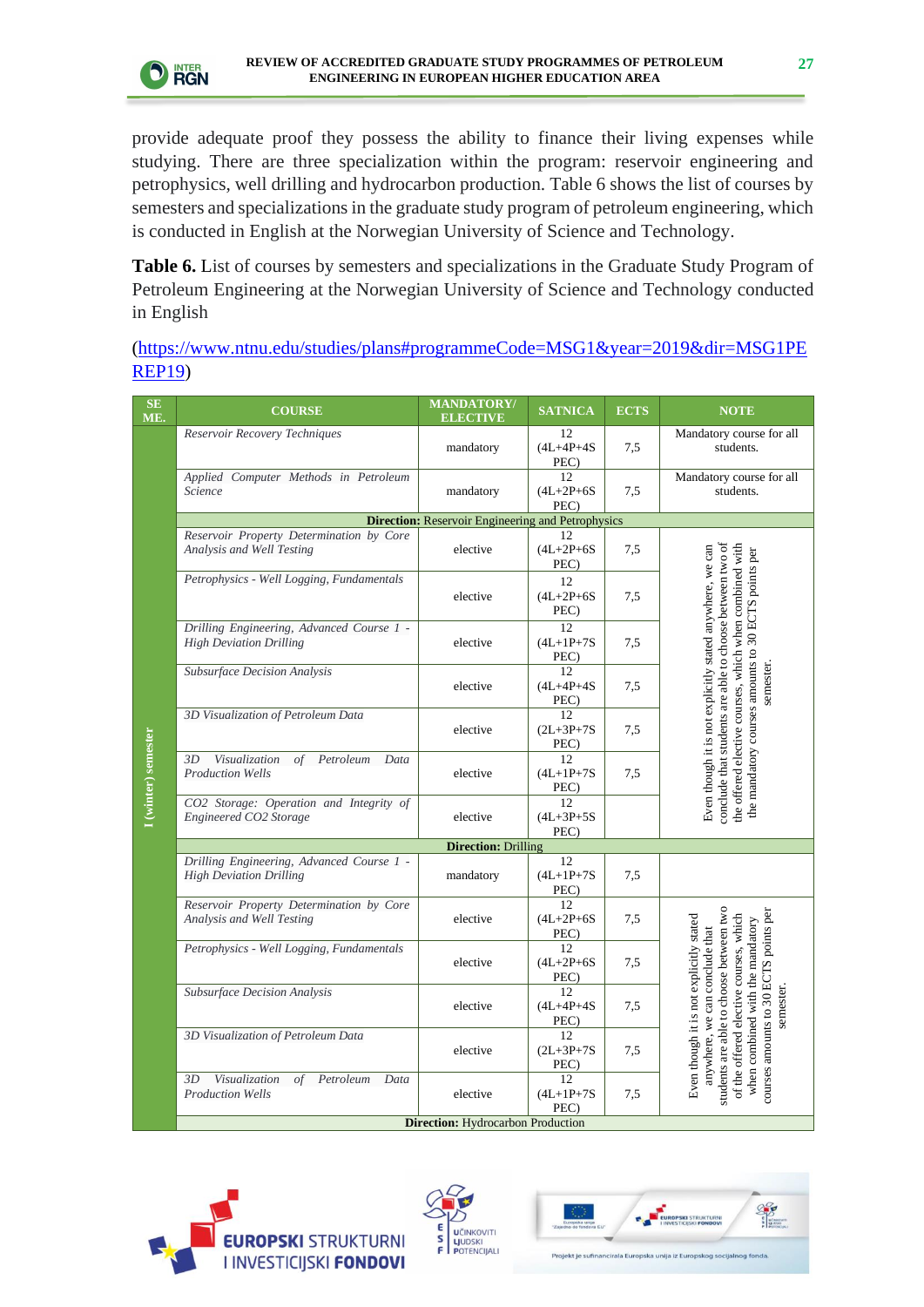provide adequate proof they possess the ability to finance their living expenses while studying. There are three specialization within the program: reservoir engineering and petrophysics, well drilling and hydrocarbon production. Table 6 shows the list of courses by semesters and specializations in the graduate study program of petroleum engineering, which is conducted in English at the Norwegian University of Science and Technology.

**Table 6.** List of courses by semesters and specializations in the Graduate Study Program of Petroleum Engineering at the Norwegian University of Science and Technology conducted in English

(https://www.ntnu.edu/studies/plans#programmeCode=MSG1&year=2019&dir=MSG1PEREP19)

| SEME. | COURSE | MANDATORY/ ELECTIVE | SATNICA | ECTS | NOTE |
|---|---|---|---|---|---|
| I (winter) semester | *Reservoir Recovery Techniques* | mandatory | 12 (4L+4P+4S PEC) | 7,5 | Mandatory course for all students. |
| | *Applied Computer Methods in Petroleum Science* | mandatory | 12 (4L+2P+6S PEC) | 7,5 | Mandatory course for all students. |
| | **Direction:** Reservoir Engineering and Petrophysics | | | | |
| | *Reservoir Property Determination by Core Analysis and Well Testing* | elective | 12 (4L+2P+6S PEC) | 7,5 | Even though it is not explicitly stated anywhere, we can conclude that students are able to choose between two of the offered elective courses, which when combined with the mandatory courses amounts to 30 ECTS points per semester. |
| | *Petrophysics - Well Logging, Fundamentals* | elective | 12 (4L+2P+6S PEC) | 7,5 | |
| | *Drilling Engineering, Advanced Course 1 - High Deviation Drilling* | elective | 12 (4L+1P+7S PEC) | 7,5 | |
| | *Subsurface Decision Analysis* | elective | 12 (4L+4P+4S PEC) | 7,5 | |
| | *3D Visualization of Petroleum Data* | elective | 12 (2L+3P+7S PEC) | 7,5 | |
| | *3D Visualization of Petroleum Data Production Wells* | elective | 12 (4L+1P+7S PEC) | 7,5 | |
| | *CO2 Storage: Operation and Integrity of Engineered CO2 Storage* | elective | 12 (4L+3P+5S PEC) | | |
| | **Direction:** Drilling | | | | |
| | *Drilling Engineering, Advanced Course 1 - High Deviation Drilling* | mandatory | 12 (4L+1P+7S PEC) | 7,5 | |
| | *Reservoir Property Determination by Core Analysis and Well Testing* | elective | 12 (4L+2P+6S PEC) | 7,5 | Even though it is not explicitly stated anywhere, we can conclude that students are able to choose between two of the offered elective courses, which when combined with the mandatory courses amounts to 30 ECTS points per semester. |
| | *Petrophysics - Well Logging, Fundamentals* | elective | 12 (4L+2P+6S PEC) | 7,5 | |
| | *Subsurface Decision Analysis* | elective | 12 (4L+4P+4S PEC) | 7,5 | |
| | *3D Visualization of Petroleum Data* | elective | 12 (2L+3P+7S PEC) | 7,5 | |
| | *3D Visualization of Petroleum Data Production Wells* | elective | 12 (4L+1P+7S PEC) | 7,5 | |
| | **Direction:** Hydrocarbon Production | | | | |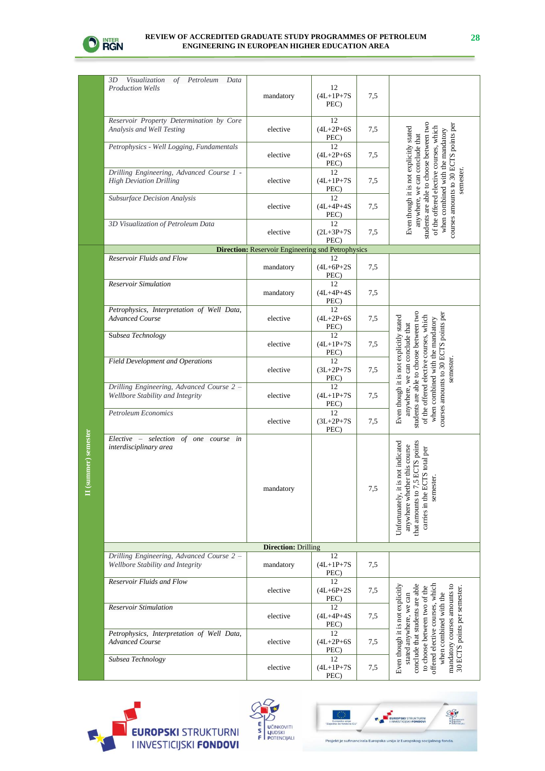| | | | | | |
|---|---|---|---|---|---|
| | *3D Visualization of Petroleum Data Production Wells* | mandatory | 12 (4L+1P+7S PEC) | 7,5 | |
| | *Reservoir Property Determination by Core Analysis and Well Testing* | elective | 12 (4L+2P+6S PEC) | 7,5 | Even though it is not explicitly stated anywhere, we can conclude that students are able to choose between two of the offered elective courses, which when combined with the mandatory courses amounts to 30 ECTS points per semester. |
| | *Petrophysics - Well Logging, Fundamentals* | elective | 12 (4L+2P+6S PEC) | 7,5 | |
| | *Drilling Engineering, Advanced Course 1 - High Deviation Drilling* | elective | 12 (4L+1P+7S PEC) | 7,5 | |
| | *Subsurface Decision Analysis* | elective | 12 (4L+4P+4S PEC) | 7,5 | |
| | *3D Visualization of Petroleum Data* | elective | 12 (2L+3P+7S PEC) | 7,5 | |
| II (summer) semester | **Direction:** Reservoir Engineering snd Petrophysics | | | | |
| | *Reservoir Fluids and Flow* | mandatory | 12 (4L+6P+2S PEC) | 7,5 | |
| | *Reservoir Simulation* | mandatory | 12 (4L+4P+4S PEC) | 7,5 | |
| | *Petrophysics, Interpretation of Well Data, Advanced Course* | elective | 12 (4L+2P+6S PEC) | 7,5 | Even though it is not explicitly stated anywhere, we can conclude that students are able to choose between two of the offered elective courses, which when combined with the mandatory courses amounts to 30 ECTS points per semester. |
| | Subsea Technology | elective | 12 (4L+1P+7S PEC) | 7,5 | |
| | *Field Development and Operations* | elective | 12 (3L+2P+7S PEC) | 7,5 | |
| | *Drilling Engineering, Advanced Course 2 – Wellbore Stability and Integrity* | elective | 12 (4L+1P+7S PEC) | 7,5 | |
| | *Petroleum Economics* | elective | 12 (3L+2P+7S PEC) | 7,5 | |
| | *Elective – selection of one course in interdisciplinary area* | mandatory | | 7,5 | Unfortunately, it is not indicated anywhere whether this course that amounts to 7,5 ECTS points carries in the ECTS total per semester. |
| | **Direction:** Drilling | | | | |
| | *Drilling Engineering, Advanced Course 2 – Wellbore Stability and Integrity* | mandatory | 12 (4L+1P+7S PEC) | 7,5 | |
| | *Reservoir Fluids and Flow* | elective | 12 (4L+6P+2S PEC) | 7,5 | Even though it is not explicitly stated anywhere, we can conclude that students are able to choose between two of the offered elective courses, which when combined with the mandatory courses amounts to 30 ECTS points per semester. |
| | *Reservoir Stimulation* | elective | 12 (4L+4P+4S PEC) | 7,5 | |
| | *Petrophysics, Interpretation of Well Data, Advanced Course* | elective | 12 (4L+2P+6S PEC) | 7,5 | |
| | *Subsea Technology* | elective | 12 (4L+1P+7S PEC) | 7,5 | |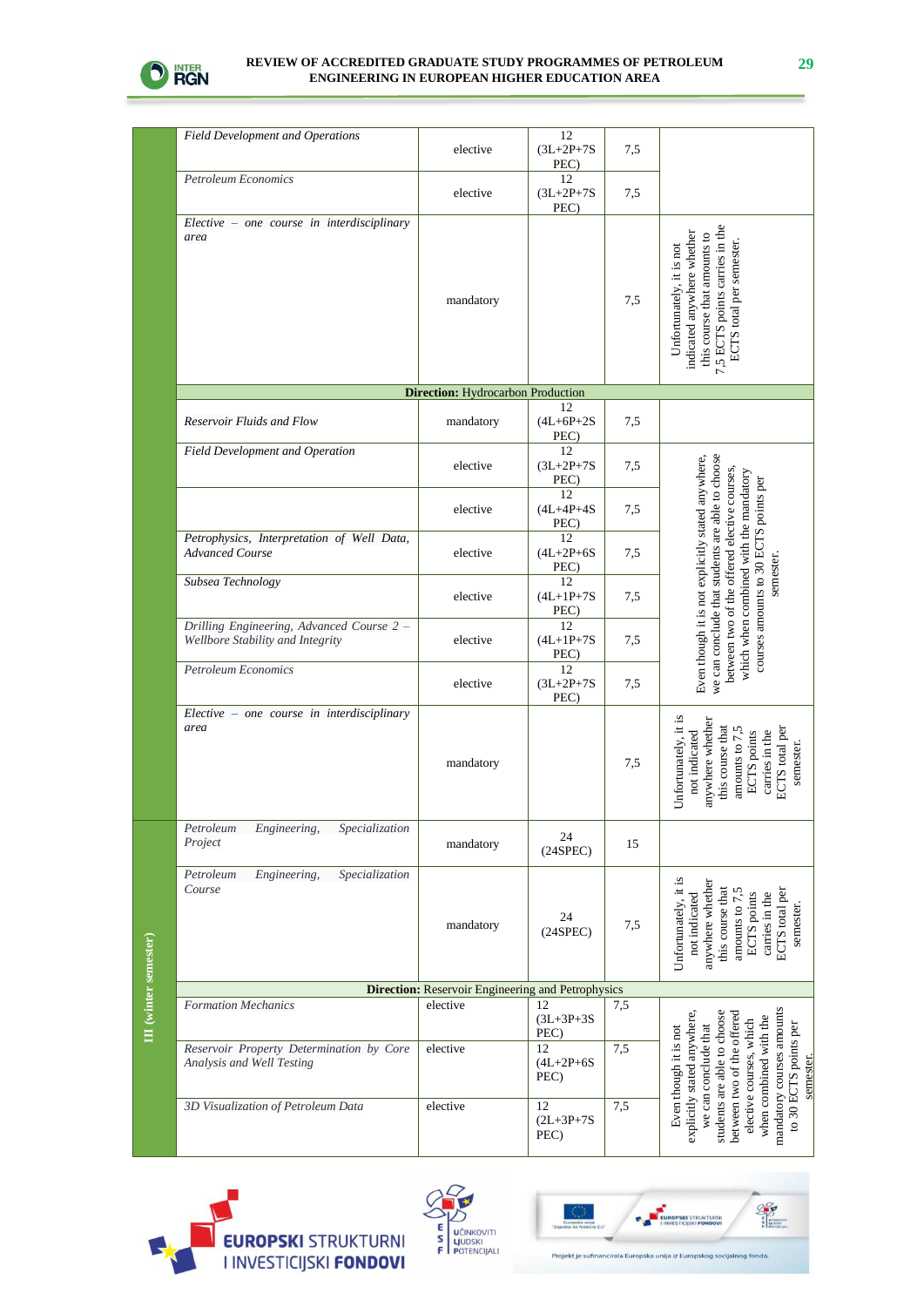| | Course | Status | Hours | ECTS | Comment |
|---|---|---|---|---|---|
| | *Field Development and Operations* | elective | 12 (3L+2P+7S PEC) | 7,5 | |
| | *Petroleum Economics* | elective | 12 (3L+2P+7S PEC) | 7,5 | |
| | *Elective – one course in interdisciplinary area* | mandatory | | 7,5 | Unfortunately, it is not indicated anywhere whether this course that amounts to 7,5 ECTS points carries in the ECTS total per semester. |
| | **Direction:** Hydrocarbon Production | | | | |
| | *Reservoir Fluids and Flow* | mandatory | 12 (4L+6P+2S PEC) | 7,5 | |
| | *Field Development and Operation* | elective | 12 (3L+2P+7S PEC) | 7,5 | Even though it is not explicitly stated anywhere, we can conclude that students are able to choose between two of the offered elective courses, which when combined with the mandatory courses amounts to 30 ECTS points per semester. |
| | | elective | 12 (4L+4P+4S PEC) | 7,5 | |
| | *Petrophysics, Interpretation of Well Data, Advanced Course* | elective | 12 (4L+2P+6S PEC) | 7,5 | |
| | *Subsea Technology* | elective | 12 (4L+1P+7S PEC) | 7,5 | |
| | *Drilling Engineering, Advanced Course 2 – Wellbore Stability and Integrity* | elective | 12 (4L+1P+7S PEC) | 7,5 | |
| | *Petroleum Economics* | elective | 12 (3L+2P+7S PEC) | 7,5 | |
| | *Elective – one course in interdisciplinary area* | mandatory | | 7,5 | Unfortunately, it is not indicated anywhere whether this course that amounts to 7,5 ECTS points carries in the ECTS total per semester. |
| **III (winter semester)** | *Petroleum Engineering, Specialization Project* | mandatory | 24 (24SPEC) | 15 | |
| | *Petroleum Engineering, Specialization Course* | mandatory | 24 (24SPEC) | 7,5 | Unfortunately, it is not indicated anywhere whether this course that amounts to 7,5 ECTS points carries in the ECTS total per semester. |
| | **Direction:** Reservoir Engineering and Petrophysics | | | | |
| | *Formation Mechanics* | elective | 12 (3L+3P+3S PEC) | 7,5 | Even though it is not explicitly stated anywhere, we can conclude that students are able to choose between two of the offered elective courses, which when combined with the mandatory courses amounts to 30 ECTS points per semester. |
| | *Reservoir Property Determination by Core Analysis and Well Testing* | elective | 12 (4L+2P+6S PEC) | 7,5 | |
| | *3D Visualization of Petroleum Data* | elective | 12 (2L+3P+7S PEC) | 7,5 | |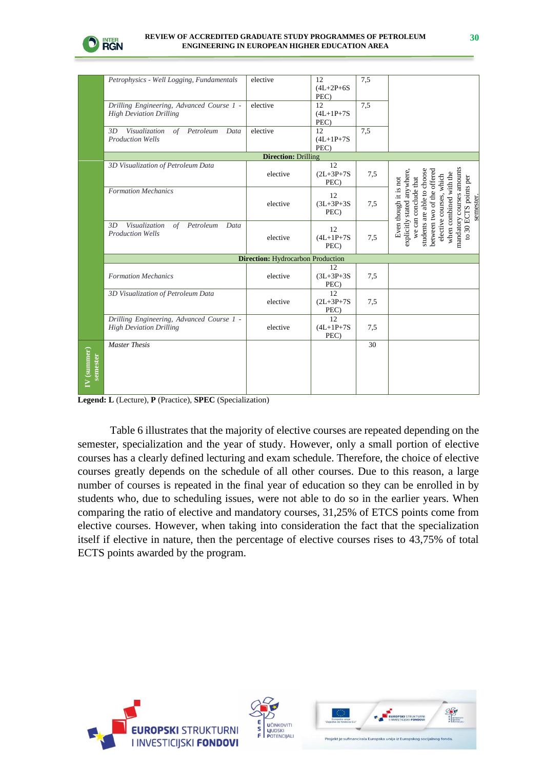| | | | | | |
|---|---|---|---|---|---|
| | *Petrophysics - Well Logging, Fundamentals* | elective | 12 (4L+2P+6S PEC) | 7,5 | |
| | *Drilling Engineering, Advanced Course 1 - High Deviation Drilling* | elective | 12 (4L+1P+7S PEC) | 7,5 | |
| | *3D Visualization of Petroleum Data Production Wells* | elective | 12 (4L+1P+7S PEC) | 7,5 | |
| | **Direction:** Drilling | | | | |
| | *3D Visualization of Petroleum Data* | elective | 12 (2L+3P+7S PEC) | 7,5 | Even though it is not explicitly stated anywhere, we can conclude that students are able to choose between two of the offered elective courses, which when combined with the mandatory courses amounts to 30 ECTS points per semester. |
| | *Formation Mechanics* | elective | 12 (3L+3P+3S PEC) | 7,5 | |
| | *3D Visualization of Petroleum Data Production Wells* | elective | 12 (4L+1P+7S PEC) | 7,5 | |
| | **Direction:** Hydrocarbon Production | | | | |
| | *Formation Mechanics* | elective | 12 (3L+3P+3S PEC) | 7,5 | |
| | *3D Visualization of Petroleum Data* | elective | 12 (2L+3P+7S PEC) | 7,5 | |
| | *Drilling Engineering, Advanced Course 1 - High Deviation Drilling* | elective | 12 (4L+1P+7S PEC) | 7,5 | |
| **IV (summer) semester** | *Master Thesis* | | | 30 | |

**Legend: L** (Lecture), **P** (Practice), **SPEC** (Specialization)

Table 6 illustrates that the majority of elective courses are repeated depending on the semester, specialization and the year of study. However, only a small portion of elective courses has a clearly defined lecturing and exam schedule. Therefore, the choice of elective courses greatly depends on the schedule of all other courses. Due to this reason, a large number of courses is repeated in the final year of education so they can be enrolled in by students who, due to scheduling issues, were not able to do so in the earlier years. When comparing the ratio of elective and mandatory courses, 31,25% of ETCS points come from elective courses. However, when taking into consideration the fact that the specialization itself if elective in nature, then the percentage of elective courses rises to 43,75% of total ECTS points awarded by the program.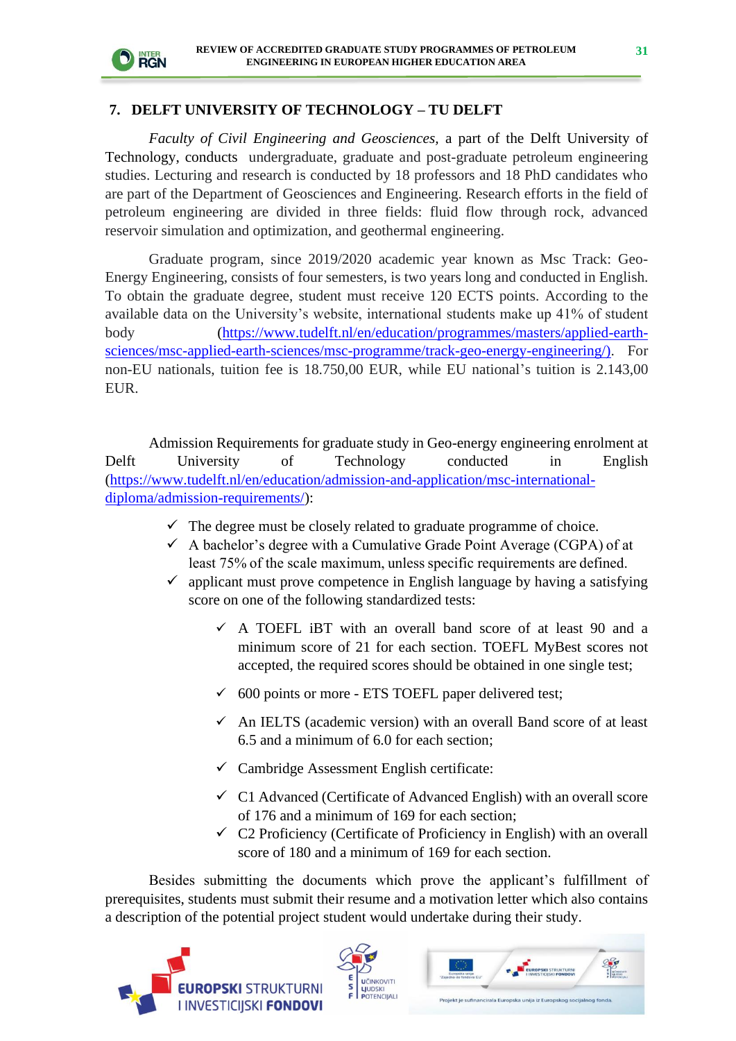## 7. DELFT UNIVERSITY OF TECHNOLOGY – TU DELFT

*Faculty of Civil Engineering and Geosciences*, a part of the Delft University of Technology, conducts undergraduate, graduate and post-graduate petroleum engineering studies. Lecturing and research is conducted by 18 professors and 18 PhD candidates who are part of the Department of Geosciences and Engineering. Research efforts in the field of petroleum engineering are divided in three fields: fluid flow through rock, advanced reservoir simulation and optimization, and geothermal engineering.

Graduate program, since 2019/2020 academic year known as Msc Track: Geo-Energy Engineering, consists of four semesters, is two years long and conducted in English. To obtain the graduate degree, student must receive 120 ECTS points. According to the available data on the University's website, international students make up 41% of student body (https://www.tudelft.nl/en/education/programmes/masters/applied-earth-sciences/msc-applied-earth-sciences/msc-programme/track-geo-energy-engineering/). For non-EU nationals, tuition fee is 18.750,00 EUR, while EU national's tuition is 2.143,00 EUR.

Admission Requirements for graduate study in Geo-energy engineering enrolment at Delft University of Technology conducted in English (https://www.tudelft.nl/en/education/admission-and-application/msc-international-diploma/admission-requirements/):

- ✓ The degree must be closely related to graduate programme of choice.
- ✓ A bachelor's degree with a Cumulative Grade Point Average (CGPA) of at least 75% of the scale maximum, unless specific requirements are defined.
- ✓ applicant must prove competence in English language by having a satisfying score on one of the following standardized tests:
  - ✓ A TOEFL iBT with an overall band score of at least 90 and a minimum score of 21 for each section. TOEFL MyBest scores not accepted, the required scores should be obtained in one single test;
  - ✓ 600 points or more - ETS TOEFL paper delivered test;
  - ✓ An IELTS (academic version) with an overall Band score of at least 6.5 and a minimum of 6.0 for each section;
  - ✓ Cambridge Assessment English certificate:
  - ✓ C1 Advanced (Certificate of Advanced English) with an overall score of 176 and a minimum of 169 for each section;
  - ✓ C2 Proficiency (Certificate of Proficiency in English) with an overall score of 180 and a minimum of 169 for each section.

Besides submitting the documents which prove the applicant's fulfillment of prerequisites, students must submit their resume and a motivation letter which also contains a description of the potential project student would undertake during their study.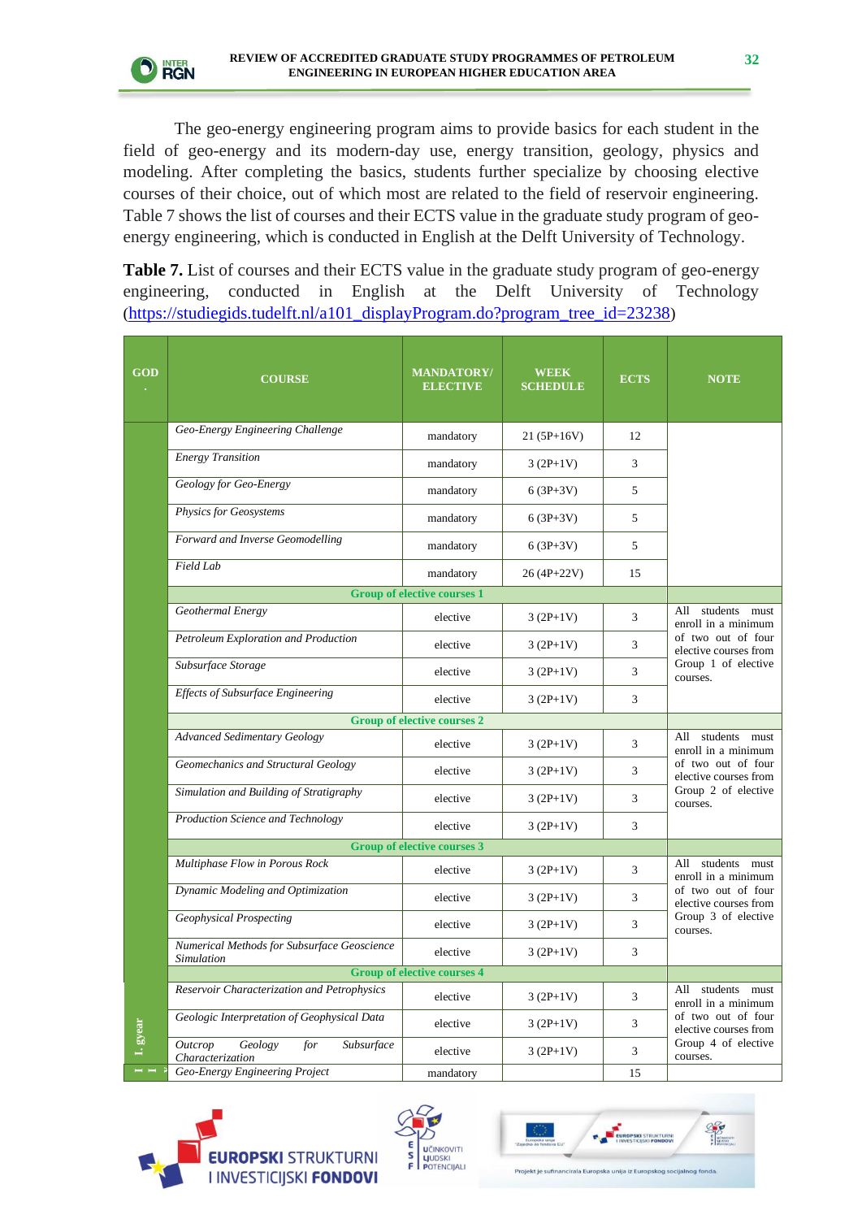The geo-energy engineering program aims to provide basics for each student in the field of geo-energy and its modern-day use, energy transition, geology, physics and modeling. After completing the basics, students further specialize by choosing elective courses of their choice, out of which most are related to the field of reservoir engineering. Table 7 shows the list of courses and their ECTS value in the graduate study program of geo-energy engineering, which is conducted in English at the Delft University of Technology.

**Table 7.** List of courses and their ECTS value in the graduate study program of geo-energy engineering, conducted in English at the Delft University of Technology ([https://studiegids.tudelft.nl/a101_displayProgram.do?program_tree_id=23238](https://studiegids.tudelft.nl/a101_displayProgram.do?program_tree_id=23238))

| GOD. | COURSE | MANDATORY/ ELECTIVE | WEEK SCHEDULE | ECTS | NOTE |
|---|---|---|---|---|---|
| I. year | *Geo-Energy Engineering Challenge* | mandatory | 21 (5P+16V) | 12 | |
| | *Energy Transition* | mandatory | 3 (2P+1V) | 3 | |
| | *Geology for Geo-Energy* | mandatory | 6 (3P+3V) | 5 | |
| | *Physics for Geosystems* | mandatory | 6 (3P+3V) | 5 | |
| | *Forward and Inverse Geomodelling* | mandatory | 6 (3P+3V) | 5 | |
| | *Field Lab* | mandatory | 26 (4P+22V) | 15 | |
| | **Group of elective courses 1** | | | | |
| | *Geothermal Energy* | elective | 3 (2P+1V) | 3 | All students must enroll in a minimum of two out of four elective courses from Group 1 of elective courses. |
| | *Petroleum Exploration and Production* | elective | 3 (2P+1V) | 3 | |
| | *Subsurface Storage* | elective | 3 (2P+1V) | 3 | |
| | *Effects of Subsurface Engineering* | elective | 3 (2P+1V) | 3 | |
| | **Group of elective courses 2** | | | | |
| | *Advanced Sedimentary Geology* | elective | 3 (2P+1V) | 3 | All students must enroll in a minimum of two out of four elective courses from Group 2 of elective courses. |
| | *Geomechanics and Structural Geology* | elective | 3 (2P+1V) | 3 | |
| | *Simulation and Building of Stratigraphy* | elective | 3 (2P+1V) | 3 | |
| | *Production Science and Technology* | elective | 3 (2P+1V) | 3 | |
| | **Group of elective courses 3** | | | | |
| | *Multiphase Flow in Porous Rock* | elective | 3 (2P+1V) | 3 | All students must enroll in a minimum of two out of four elective courses from Group 3 of elective courses. |
| | *Dynamic Modeling and Optimization* | elective | 3 (2P+1V) | 3 | |
| | *Geophysical Prospecting* | elective | 3 (2P+1V) | 3 | |
| | *Numerical Methods for Subsurface Geoscience Simulation* | elective | 3 (2P+1V) | 3 | |
| | **Group of elective courses 4** | | | | |
| | *Reservoir Characterization and Petrophysics* | elective | 3 (2P+1V) | 3 | All students must enroll in a minimum of two out of four elective courses from Group 4 of elective courses. |
| | *Geologic Interpretation of Geophysical Data* | elective | 3 (2P+1V) | 3 | |
| | *Outcrop Geology for Subsurface Characterization* | elective | 3 (2P+1V) | 3 | |
| II. year | *Geo-Energy Engineering Project* | mandatory | | 15 | |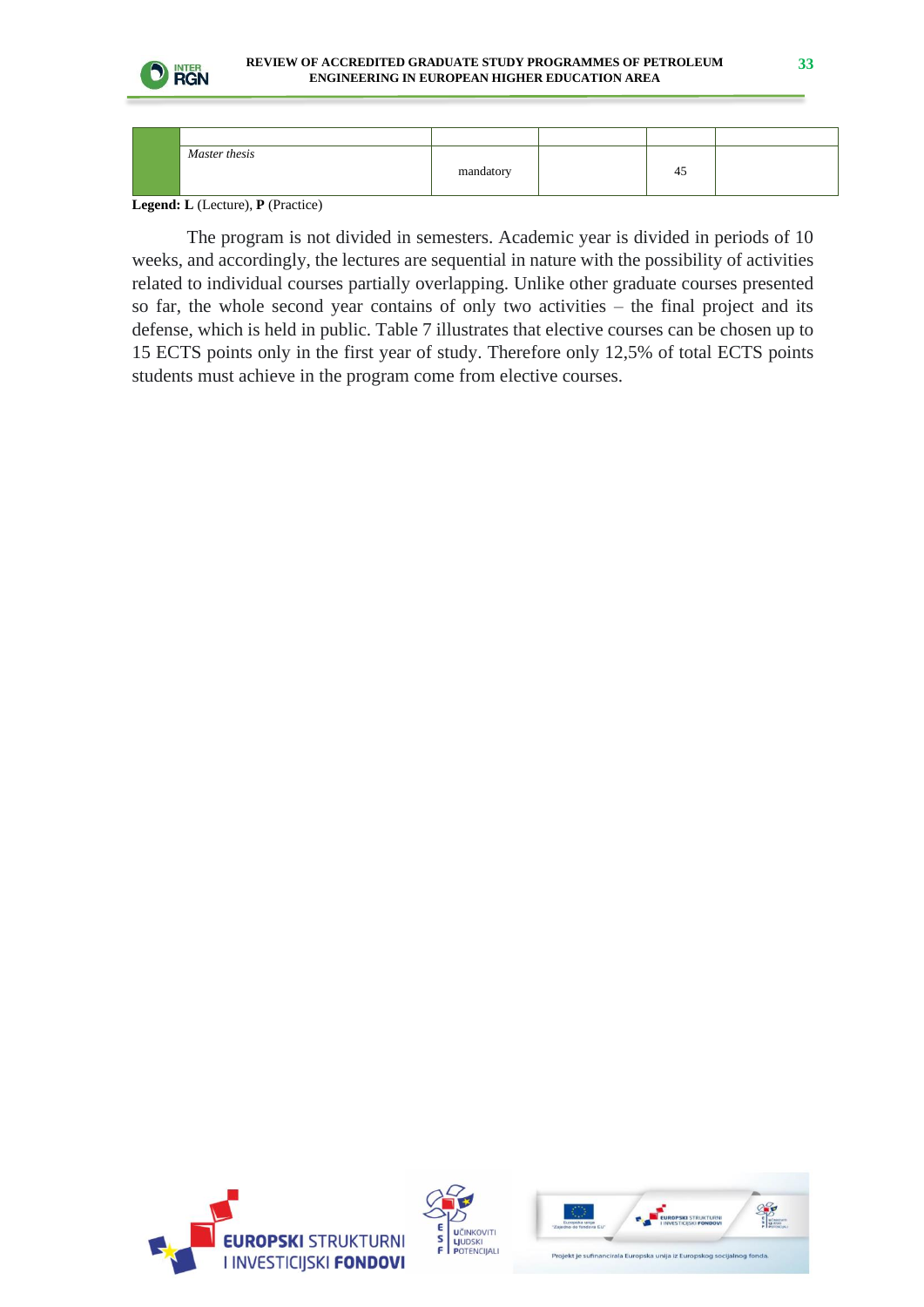| | | | | | |
|---|---|---|---|---|---|
| | | | | | |
| | *Master thesis* | mandatory | | 45 | |

**Legend: L** (Lecture), **P** (Practice)

The program is not divided in semesters. Academic year is divided in periods of 10 weeks, and accordingly, the lectures are sequential in nature with the possibility of activities related to individual courses partially overlapping. Unlike other graduate courses presented so far, the whole second year contains of only two activities – the final project and its defense, which is held in public. Table 7 illustrates that elective courses can be chosen up to 15 ECTS points only in the first year of study. Therefore only 12,5% of total ECTS points students must achieve in the program come from elective courses.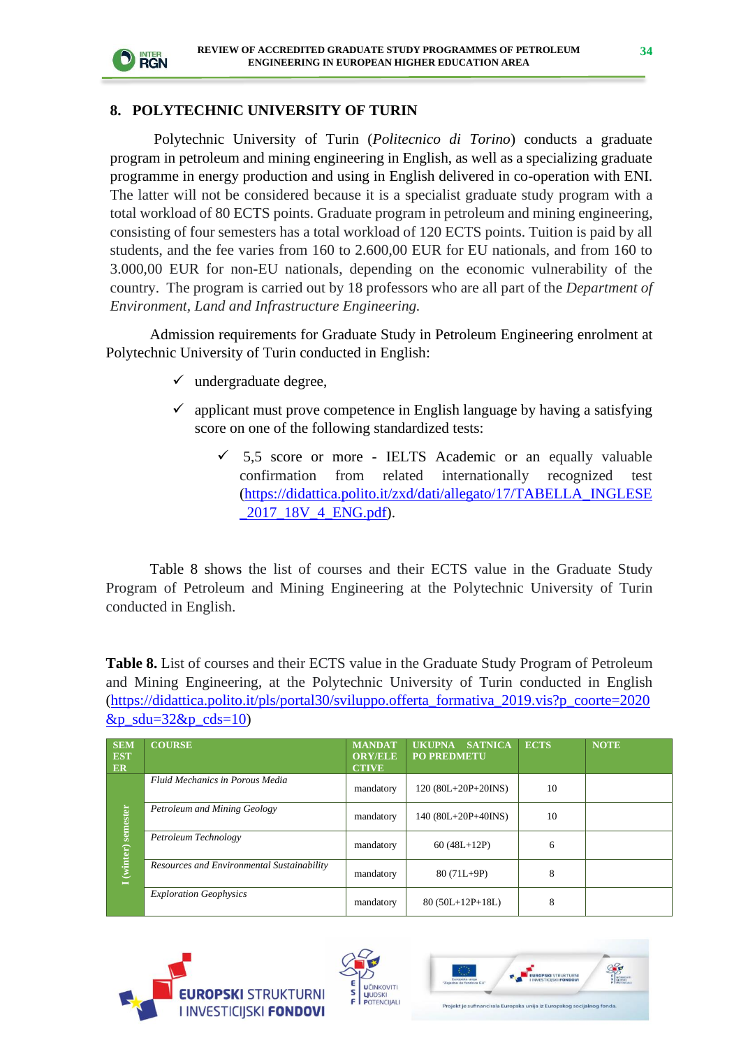## 8. POLYTECHNIC UNIVERSITY OF TURIN

Polytechnic University of Turin (*Politecnico di Torino*) conducts a graduate program in petroleum and mining engineering in English, as well as a specializing graduate programme in energy production and using in English delivered in co-operation with ENI. The latter will not be considered because it is a specialist graduate study program with a total workload of 80 ECTS points. Graduate program in petroleum and mining engineering, consisting of four semesters has a total workload of 120 ECTS points. Tuition is paid by all students, and the fee varies from 160 to 2.600,00 EUR for EU nationals, and from 160 to 3.000,00 EUR for non-EU nationals, depending on the economic vulnerability of the country. The program is carried out by 18 professors who are all part of the *Department of Environment, Land and Infrastructure Engineering.*

Admission requirements for Graduate Study in Petroleum Engineering enrolment at Polytechnic University of Turin conducted in English:

- ✓ undergraduate degree,
- ✓ applicant must prove competence in English language by having a satisfying score on one of the following standardized tests:
  - ✓ 5,5 score or more - IELTS Academic or an equally valuable confirmation from related internationally recognized test (https://didattica.polito.it/zxd/dati/allegato/17/TABELLA_INGLESE_2017_18V_4_ENG.pdf).

Table 8 shows the list of courses and their ECTS value in the Graduate Study Program of Petroleum and Mining Engineering at the Polytechnic University of Turin conducted in English.

**Table 8.** List of courses and their ECTS value in the Graduate Study Program of Petroleum and Mining Engineering, at the Polytechnic University of Turin conducted in English (https://didattica.polito.it/pls/portal30/sviluppo.offerta_formativa_2019.vis?p_coorte=2020&p_sdu=32&p_cds=10)

| SEMESTER | COURSE | MANDATORY/ELECTIVE | UKUPNA SATNICA PO PREDMETU | ECTS | NOTE |
|---|---|---|---|---|---|
| I (winter) semester | *Fluid Mechanics in Porous Media* | mandatory | 120 (80L+20P+20INS) | 10 | |
| | *Petroleum and Mining Geology* | mandatory | 140 (80L+20P+40INS) | 10 | |
| | *Petroleum Technology* | mandatory | 60 (48L+12P) | 6 | |
| | *Resources and Environmental Sustainability* | mandatory | 80 (71L+9P) | 8 | |
| | *Exploration Geophysics* | mandatory | 80 (50L+12P+18L) | 8 | |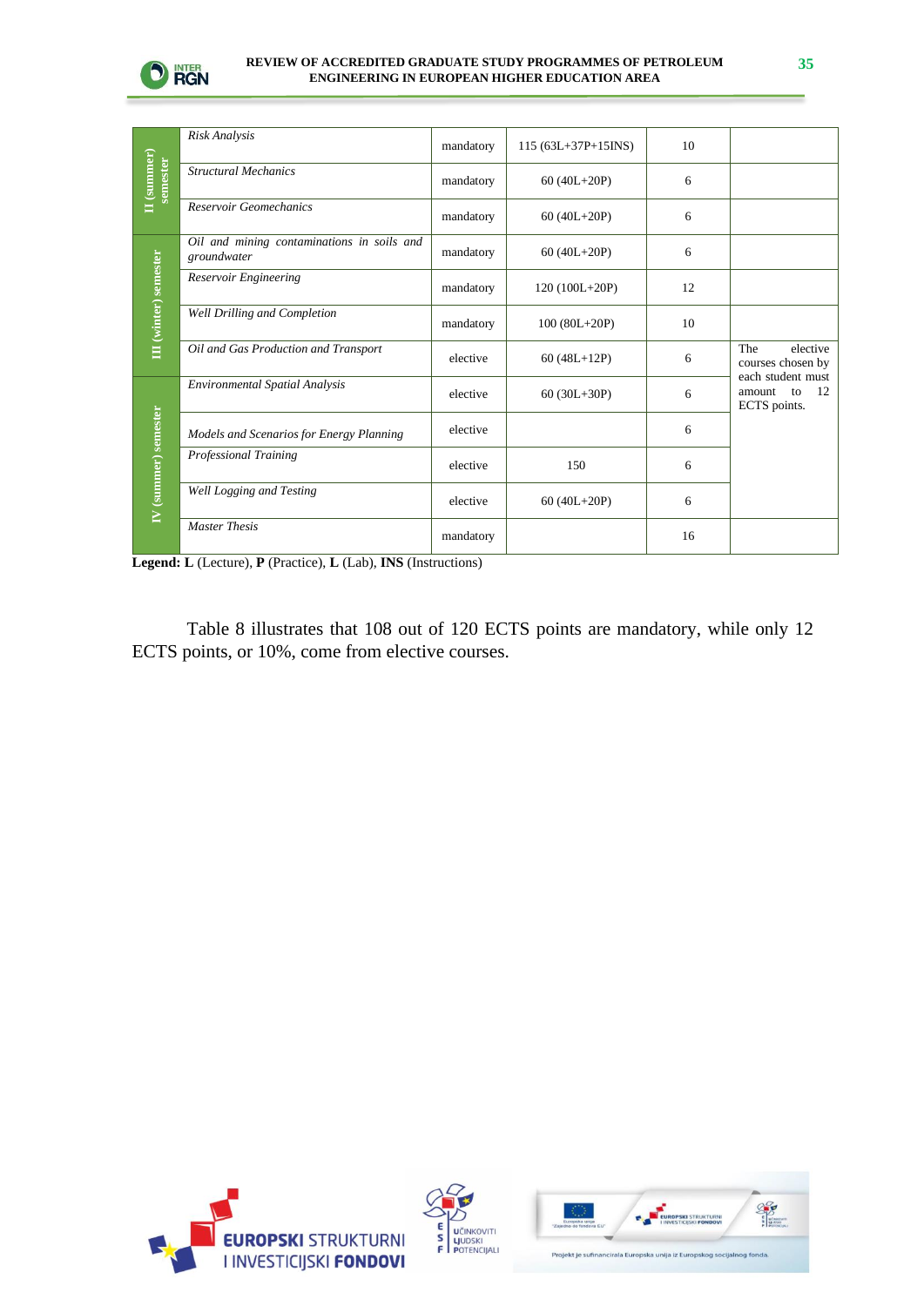| Semester | Course | Status | Hours | ECTS | Note |
|---|---|---|---|---|---|
| II (summer) semester | *Risk Analysis* | mandatory | 115 (63L+37P+15INS) | 10 | |
| | *Structural Mechanics* | mandatory | 60 (40L+20P) | 6 | |
| | *Reservoir Geomechanics* | mandatory | 60 (40L+20P) | 6 | |
| III (winter) semester | *Oil and mining contaminations in soils and groundwater* | mandatory | 60 (40L+20P) | 6 | |
| | *Reservoir Engineering* | mandatory | 120 (100L+20P) | 12 | |
| | *Well Drilling and Completion* | mandatory | 100 (80L+20P) | 10 | |
| | *Oil and Gas Production and Transport* | elective | 60 (48L+12P) | 6 | The elective courses chosen by each student must amount to 12 ECTS points. |
| IV (summer) semester | *Environmental Spatial Analysis* | elective | 60 (30L+30P) | 6 | |
| | *Models and Scenarios for Energy Planning* | elective | | 6 | |
| | *Professional Training* | elective | 150 | 6 | |
| | *Well Logging and Testing* | elective | 60 (40L+20P) | 6 | |
| | *Master Thesis* | mandatory | | 16 | |

**Legend:** **L** (Lecture), **P** (Practice), **L** (Lab), **INS** (Instructions)

Table 8 illustrates that 108 out of 120 ECTS points are mandatory, while only 12 ECTS points, or 10%, come from elective courses.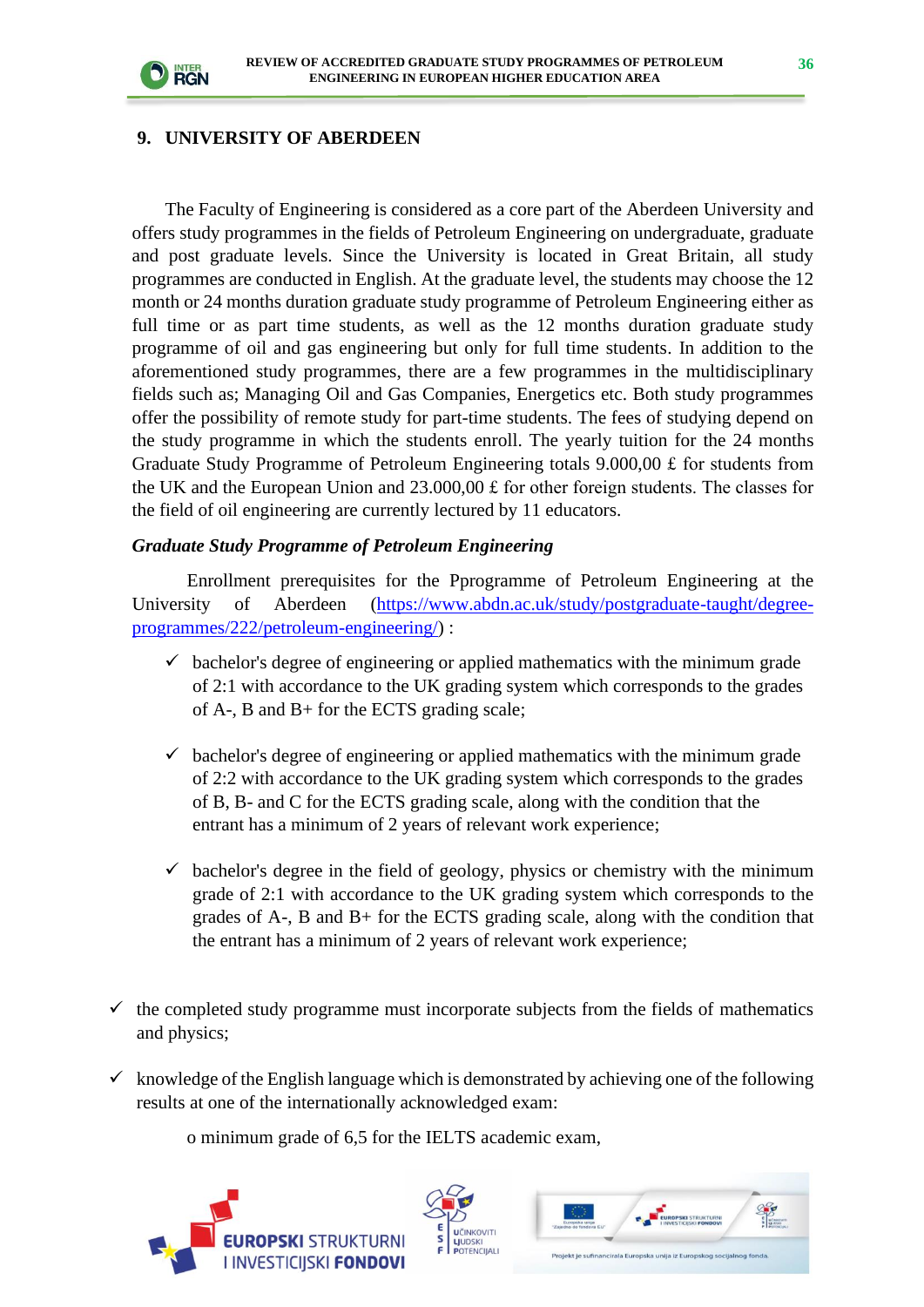## 9. UNIVERSITY OF ABERDEEN

The Faculty of Engineering is considered as a core part of the Aberdeen University and offers study programmes in the fields of Petroleum Engineering on undergraduate, graduate and post graduate levels. Since the University is located in Great Britain, all study programmes are conducted in English. At the graduate level, the students may choose the 12 month or 24 months duration graduate study programme of Petroleum Engineering either as full time or as part time students, as well as the 12 months duration graduate study programme of oil and gas engineering but only for full time students. In addition to the aforementioned study programmes, there are a few programmes in the multidisciplinary fields such as; Managing Oil and Gas Companies, Energetics etc. Both study programmes offer the possibility of remote study for part-time students. The fees of studying depend on the study programme in which the students enroll. The yearly tuition for the 24 months Graduate Study Programme of Petroleum Engineering totals 9.000,00 £ for students from the UK and the European Union and 23.000,00 £ for other foreign students. The classes for the field of oil engineering are currently lectured by 11 educators.

***Graduate Study Programme of Petroleum Engineering***

Enrollment prerequisites for the Pprogramme of Petroleum Engineering at the University of Aberdeen ([https://www.abdn.ac.uk/study/postgraduate-taught/degree-programmes/222/petroleum-engineering/](https://www.abdn.ac.uk/study/postgraduate-taught/degree-programmes/222/petroleum-engineering/)) :

- ✓ bachelor's degree of engineering or applied mathematics with the minimum grade of 2:1 with accordance to the UK grading system which corresponds to the grades of A-, B and B+ for the ECTS grading scale;
- ✓ bachelor's degree of engineering or applied mathematics with the minimum grade of 2:2 with accordance to the UK grading system which corresponds to the grades of B, B- and C for the ECTS grading scale, along with the condition that the entrant has a minimum of 2 years of relevant work experience;
- ✓ bachelor's degree in the field of geology, physics or chemistry with the minimum grade of 2:1 with accordance to the UK grading system which corresponds to the grades of A-, B and B+ for the ECTS grading scale, along with the condition that the entrant has a minimum of 2 years of relevant work experience;

- ✓ the completed study programme must incorporate subjects from the fields of mathematics and physics;
- ✓ knowledge of the English language which is demonstrated by achieving one of the following results at one of the internationally acknowledged exam:
  - o minimum grade of 6,5 for the IELTS academic exam,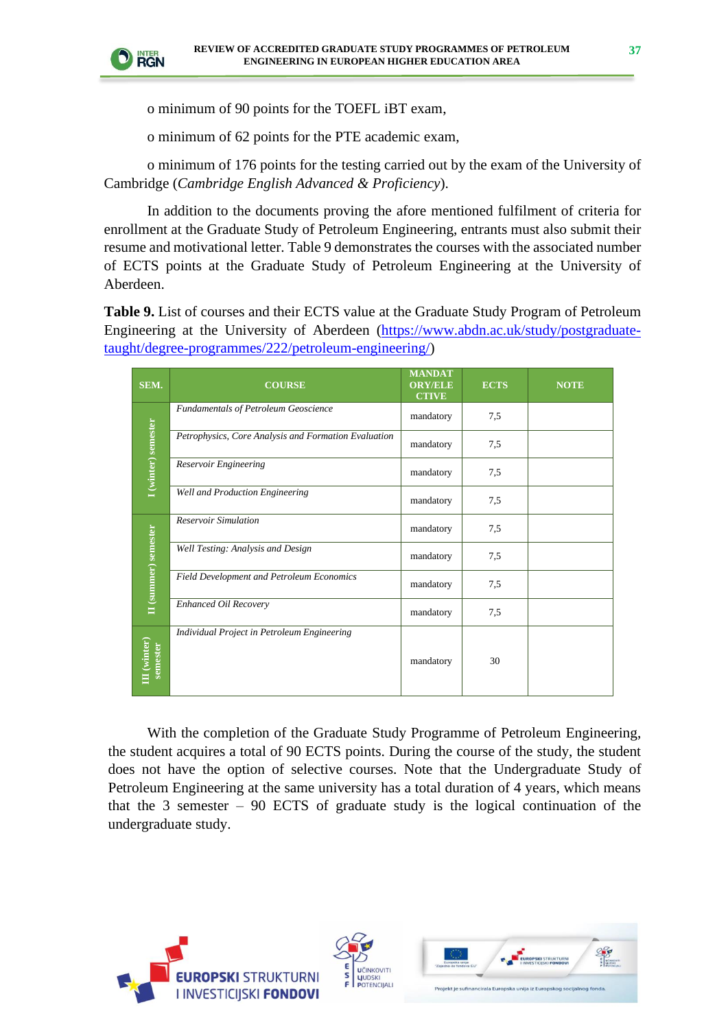o minimum of 90 points for the TOEFL iBT exam,

o minimum of 62 points for the PTE academic exam,

o minimum of 176 points for the testing carried out by the exam of the University of Cambridge (*Cambridge English Advanced & Proficiency*).

In addition to the documents proving the afore mentioned fulfilment of criteria for enrollment at the Graduate Study of Petroleum Engineering, entrants must also submit their resume and motivational letter. Table 9 demonstrates the courses with the associated number of ECTS points at the Graduate Study of Petroleum Engineering at the University of Aberdeen.

**Table 9.** List of courses and their ECTS value at the Graduate Study Program of Petroleum Engineering at the University of Aberdeen (https://www.abdn.ac.uk/study/postgraduate-taught/degree-programmes/222/petroleum-engineering/)

| SEM. | COURSE | MANDATORY/ELECTIVE | ECTS | NOTE |
|---|---|---|---|---|
| I (winter) semester | *Fundamentals of Petroleum Geoscience* | mandatory | 7,5 | |
| | *Petrophysics, Core Analysis and Formation Evaluation* | mandatory | 7,5 | |
| | *Reservoir Engineering* | mandatory | 7,5 | |
| | *Well and Production Engineering* | mandatory | 7,5 | |
| II (summer) semester | *Reservoir Simulation* | mandatory | 7,5 | |
| | *Well Testing: Analysis and Design* | mandatory | 7,5 | |
| | *Field Development and Petroleum Economics* | mandatory | 7,5 | |
| | *Enhanced Oil Recovery* | mandatory | 7,5 | |
| III (winter) semester | *Individual Project in Petroleum Engineering* | mandatory | 30 | |

With the completion of the Graduate Study Programme of Petroleum Engineering, the student acquires a total of 90 ECTS points. During the course of the study, the student does not have the option of selective courses. Note that the Undergraduate Study of Petroleum Engineering at the same university has a total duration of 4 years, which means that the 3 semester – 90 ECTS of graduate study is the logical continuation of the undergraduate study.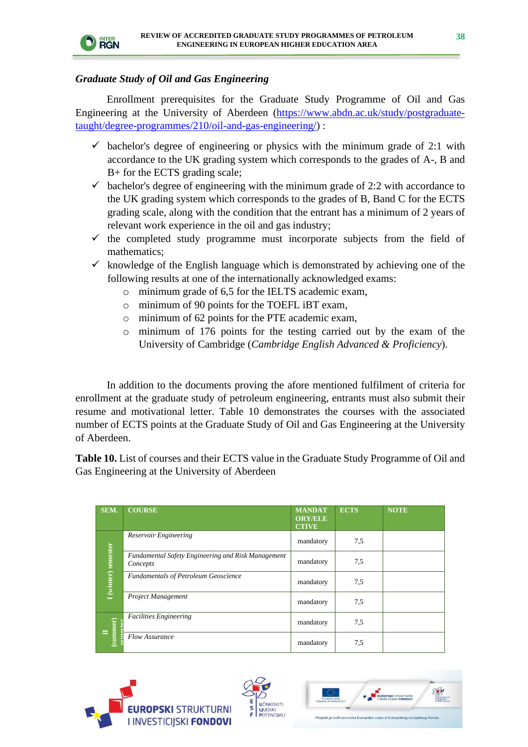### *Graduate Study of Oil and Gas Engineering*

Enrollment prerequisites for the Graduate Study Programme of Oil and Gas Engineering at the University of Aberdeen (https://www.abdn.ac.uk/study/postgraduate-taught/degree-programmes/210/oil-and-gas-engineering/) :

- ✓ bachelor's degree of engineering or physics with the minimum grade of 2:1 with accordance to the UK grading system which corresponds to the grades of A-, B and B+ for the ECTS grading scale;
- ✓ bachelor's degree of engineering with the minimum grade of 2:2 with accordance to the UK grading system which corresponds to the grades of B, Band C for the ECTS grading scale, along with the condition that the entrant has a minimum of 2 years of relevant work experience in the oil and gas industry;
- ✓ the completed study programme must incorporate subjects from the field of mathematics;
- ✓ knowledge of the English language which is demonstrated by achieving one of the following results at one of the internationally acknowledged exams:
  - minimum grade of 6,5 for the IELTS academic exam,
  - minimum of 90 points for the TOEFL iBT exam,
  - minimum of 62 points for the PTE academic exam,
  - minimum of 176 points for the testing carried out by the exam of the University of Cambridge (*Cambridge English Advanced & Proficiency*).

In addition to the documents proving the afore mentioned fulfilment of criteria for enrollment at the graduate study of petroleum engineering, entrants must also submit their resume and motivational letter. Table 10 demonstrates the courses with the associated number of ECTS points at the Graduate Study of Oil and Gas Engineering at the University of Aberdeen.

**Table 10.** List of courses and their ECTS value in the Graduate Study Programme of Oil and Gas Engineering at the University of Aberdeen

| SEM. | COURSE | MANDATORY/ELECTIVE | ECTS | NOTE |
|---|---|---|---|---|
| I (winter) semester | *Reservoir Engineering* | mandatory | 7,5 | |
| | *Fundamental Safety Engineering and Risk Management Concepts* | mandatory | 7,5 | |
| | *Fundamentals of Petroleum Geoscience* | mandatory | 7,5 | |
| | *Project Management* | mandatory | 7,5 | |
| II (summer) semester | *Facilities Engineering* | mandatory | 7,5 | |
| | *Flow Assurance* | mandatory | 7,5 | |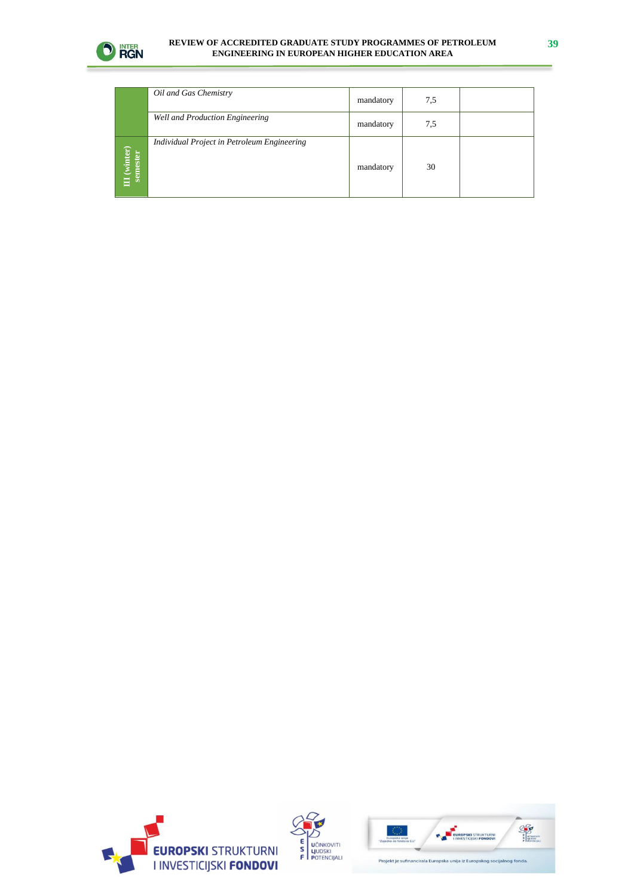|  |  |  |  |  |
|---|---|---|---|---|
|  | *Oil and Gas Chemistry* | mandatory | 7,5 |  |
|  | *Well and Production Engineering* | mandatory | 7,5 |  |
| **III (winter) semester** | *Individual Project in Petroleum Engineering* | mandatory | 30 |  |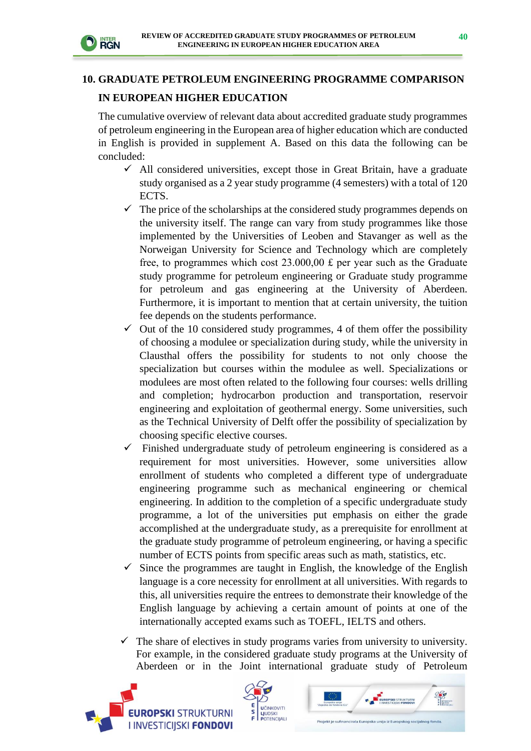## 10. GRADUATE PETROLEUM ENGINEERING PROGRAMME COMPARISON IN EUROPEAN HIGHER EDUCATION

The cumulative overview of relevant data about accredited graduate study programmes of petroleum engineering in the European area of higher education which are conducted in English is provided in supplement A. Based on this data the following can be concluded:

- ✓ All considered universities, except those in Great Britain, have a graduate study organised as a 2 year study programme (4 semesters) with a total of 120 ECTS.
- ✓ The price of the scholarships at the considered study programmes depends on the university itself. The range can vary from study programmes like those implemented by the Universities of Leoben and Stavanger as well as the Norweigan University for Science and Technology which are completely free, to programmes which cost 23.000,00 £ per year such as the Graduate study programme for petroleum engineering or Graduate study programme for petroleum and gas engineering at the University of Aberdeen. Furthermore, it is important to mention that at certain university, the tuition fee depends on the students performance.
- ✓ Out of the 10 considered study programmes, 4 of them offer the possibility of choosing a modulee or specialization during study, while the university in Clausthal offers the possibility for students to not only choose the specialization but courses within the modulee as well. Specializations or modulees are most often related to the following four courses: wells drilling and completion; hydrocarbon production and transportation, reservoir engineering and exploitation of geothermal energy. Some universities, such as the Technical University of Delft offer the possibility of specialization by choosing specific elective courses.
- ✓ Finished undergraduate study of petroleum engineering is considered as a requirement for most universities. However, some universities allow enrollment of students who completed a different type of undergraduate engineering programme such as mechanical engineering or chemical engineering. In addition to the completion of a specific undergraduate study programme, a lot of the universities put emphasis on either the grade accomplished at the undergraduate study, as a prerequisite for enrollment at the graduate study programme of petroleum engineering, or having a specific number of ECTS points from specific areas such as math, statistics, etc.
- ✓ Since the programmes are taught in English, the knowledge of the English language is a core necessity for enrollment at all universities. With regards to this, all universities require the entrees to demonstrate their knowledge of the English language by achieving a certain amount of points at one of the internationally accepted exams such as TOEFL, IELTS and others.
- ✓ The share of electives in study programs varies from university to university. For example, in the considered graduate study programs at the University of Aberdeen or in the Joint international graduate study of Petroleum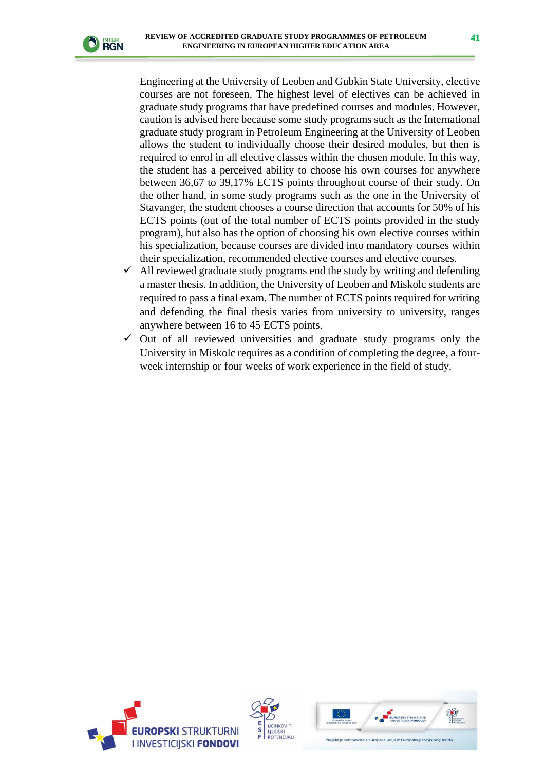Engineering at the University of Leoben and Gubkin State University, elective courses are not foreseen. The highest level of electives can be achieved in graduate study programs that have predefined courses and modules. However, caution is advised here because some study programs such as the International graduate study program in Petroleum Engineering at the University of Leoben allows the student to individually choose their desired modules, but then is required to enrol in all elective classes within the chosen module. In this way, the student has a perceived ability to choose his own courses for anywhere between 36,67 to 39,17% ECTS points throughout course of their study. On the other hand, in some study programs such as the one in the University of Stavanger, the student chooses a course direction that accounts for 50% of his ECTS points (out of the total number of ECTS points provided in the study program), but also has the option of choosing his own elective courses within his specialization, because courses are divided into mandatory courses within their specialization, recommended elective courses and elective courses.

- ✓ All reviewed graduate study programs end the study by writing and defending a master thesis. In addition, the University of Leoben and Miskolc students are required to pass a final exam. The number of ECTS points required for writing and defending the final thesis varies from university to university, ranges anywhere between 16 to 45 ECTS points.
- ✓ Out of all reviewed universities and graduate study programs only the University in Miskolc requires as a condition of completing the degree, a four-week internship or four weeks of work experience in the field of study.